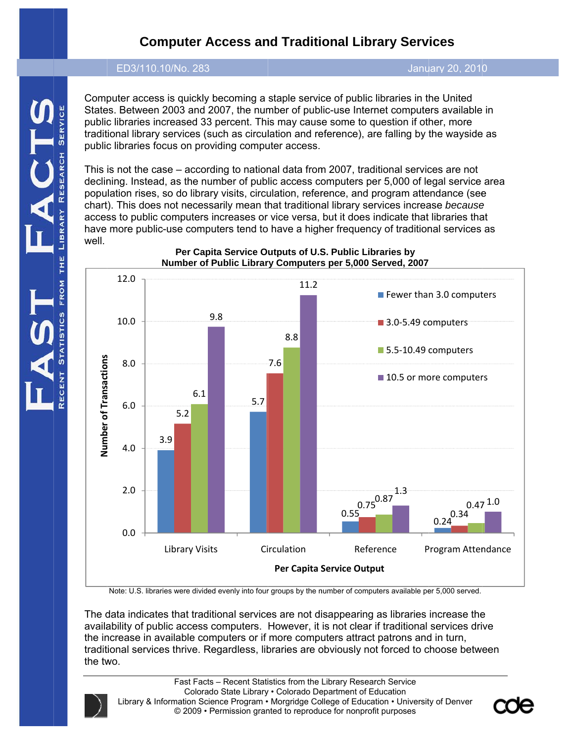# Computer Access and Traditional Library Services

ED3/110.10/No. 283 — January 20, 2010

Computer access is quickly becoming a staple service of public libraries in the United States. Between 2003 and 2007, the number of public-use Internet computers available in public libraries increased 33 percent. This may cause some to question if other, more traditional library services (such as circulation and reference), are falling by the wayside as public libraries focus on providing computer access.

This is not the case – according to national data from 2007, traditional services are not declining. Instead, as the number of public access computers per 5,000 of legal service area population rises, so do library visits, circulation, reference, and program attendance (see chart). This does not necessarily mean that traditional library services increase *because* access to public computers increases or vice versa, but it does indicate that libraries that have more public-use computers tend to have a higher frequency of traditional services as well.

**Per Capita Service Outputs of U.S. Public Libraries by Number of Public Library Computers per 5,000 Served, 2007**

| Per Capita Service Output | Fewer than 3.0 computers | 3.0-5.49 computers | 5.5-10.49 computers | 10.5 or more computers |
|---|---|---|---|---|
| Library Visits | 3.9 | 5.2 | 6.1 | 9.8 |
| Circulation | 5.7 | 7.6 | 8.8 | 11.2 |
| Reference | 0.55 | 0.75 | 0.87 | 1.3 |
| Program Attendance | 0.24 | 0.34 | 0.47 | 1.0 |

Note: U.S. libraries were divided evenly into four groups by the number of computers available per 5,000 served.

The data indicates that traditional services are not disappearing as libraries increase the availability of public access computers. However, it is not clear if traditional services drive the increase in available computers or if more computers attract patrons and in turn, traditional services thrive. Regardless, libraries are obviously not forced to choose between the two.

Fast Facts – Recent Statistics from the Library Research Service
Colorado State Library • Colorado Department of Education
Library & Information Science Program • Morgridge College of Education • University of Denver
© 2009 • Permission granted to reproduce for nonprofit purposes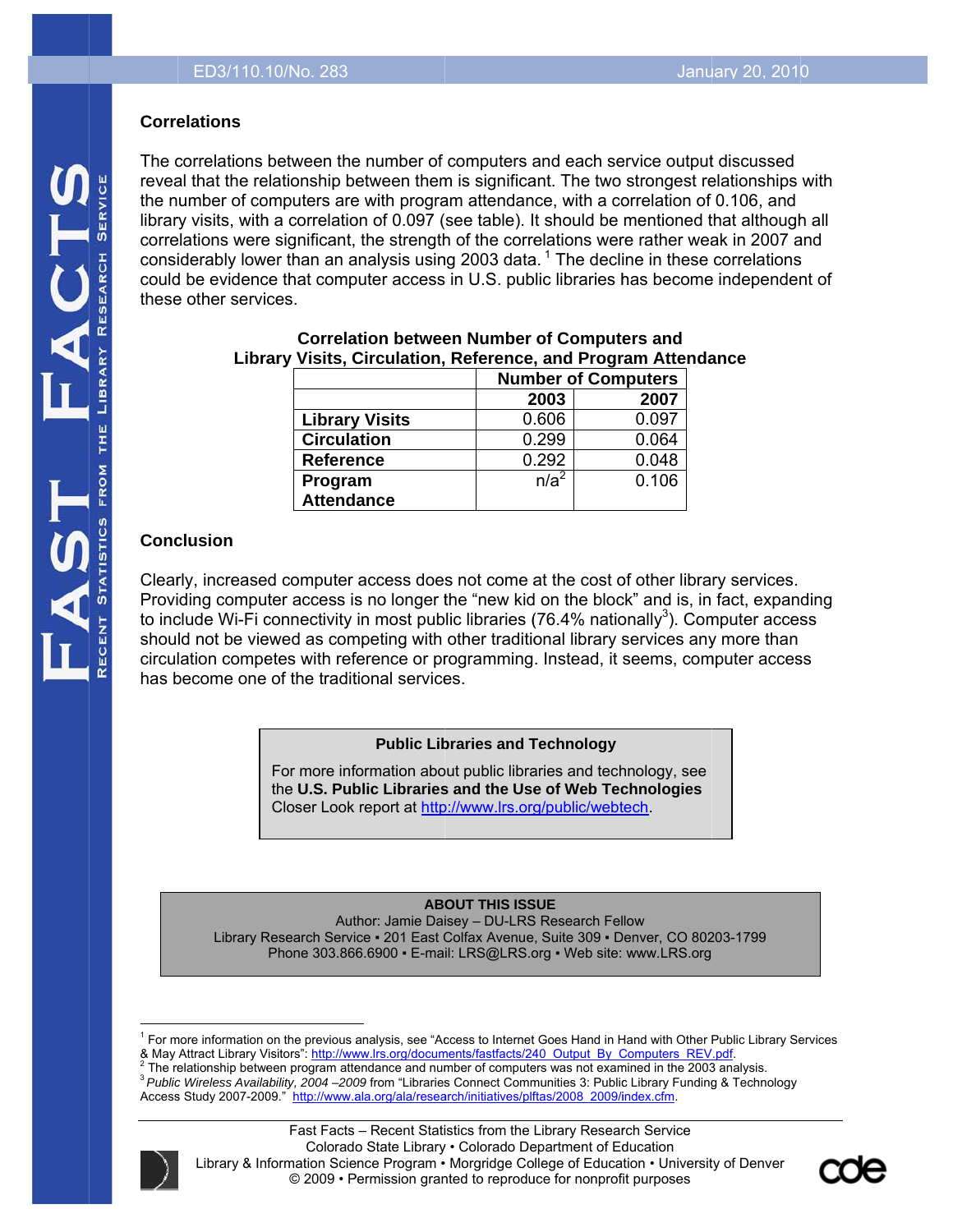### Correlations

The correlations between the number of computers and each service output discussed reveal that the relationship between them is significant. The two strongest relationships with the number of computers are with program attendance, with a correlation of 0.106, and library visits, with a correlation of 0.097 (see table). It should be mentioned that although all correlations were significant, the strength of the correlations were rather weak in 2007 and considerably lower than an analysis using 2003 data.[1] The decline in these correlations could be evidence that computer access in U.S. public libraries has become independent of these other services.

**Correlation between Number of Computers and Library Visits, Circulation, Reference, and Program Attendance**

| | Number of Computers | |
|---|---|---|
| | **2003** | **2007** |
| **Library Visits** | 0.606 | 0.097 |
| **Circulation** | 0.299 | 0.064 |
| **Reference** | 0.292 | 0.048 |
| **Program Attendance** | n/a[2] | 0.106 |

### Conclusion

Clearly, increased computer access does not come at the cost of other library services. Providing computer access is no longer the "new kid on the block" and is, in fact, expanding to include Wi-Fi connectivity in most public libraries (76.4% nationally[3]). Computer access should not be viewed as competing with other traditional library services any more than circulation competes with reference or programming. Instead, it seems, computer access has become one of the traditional services.

**Public Libraries and Technology**

For more information about public libraries and technology, see the **U.S. Public Libraries and the Use of Web Technologies** Closer Look report at http://www.lrs.org/public/webtech.

**ABOUT THIS ISSUE**

Author: Jamie Daisey – DU-LRS Research Fellow
Library Research Service ▪ 201 East Colfax Avenue, Suite 309 ▪ Denver, CO 80203-1799
Phone 303.866.6900 ▪ E-mail: LRS@LRS.org ▪ Web site: www.LRS.org

---

[1] For more information on the previous analysis, see "Access to Internet Goes Hand in Hand with Other Public Library Services & May Attract Library Visitors": http://www.lrs.org/documents/fastfacts/240_Output_By_Computers_REV.pdf.

[2] The relationship between program attendance and number of computers was not examined in the 2003 analysis.

[3] *Public Wireless Availability, 2004 –2009* from "Libraries Connect Communities 3: Public Library Funding & Technology Access Study 2007-2009." http://www.ala.org/ala/research/initiatives/plftas/2008_2009/index.cfm.

Fast Facts – Recent Statistics from the Library Research Service
Colorado State Library • Colorado Department of Education
Library & Information Science Program • Morgridge College of Education • University of Denver
© 2009 • Permission granted to reproduce for nonprofit purposes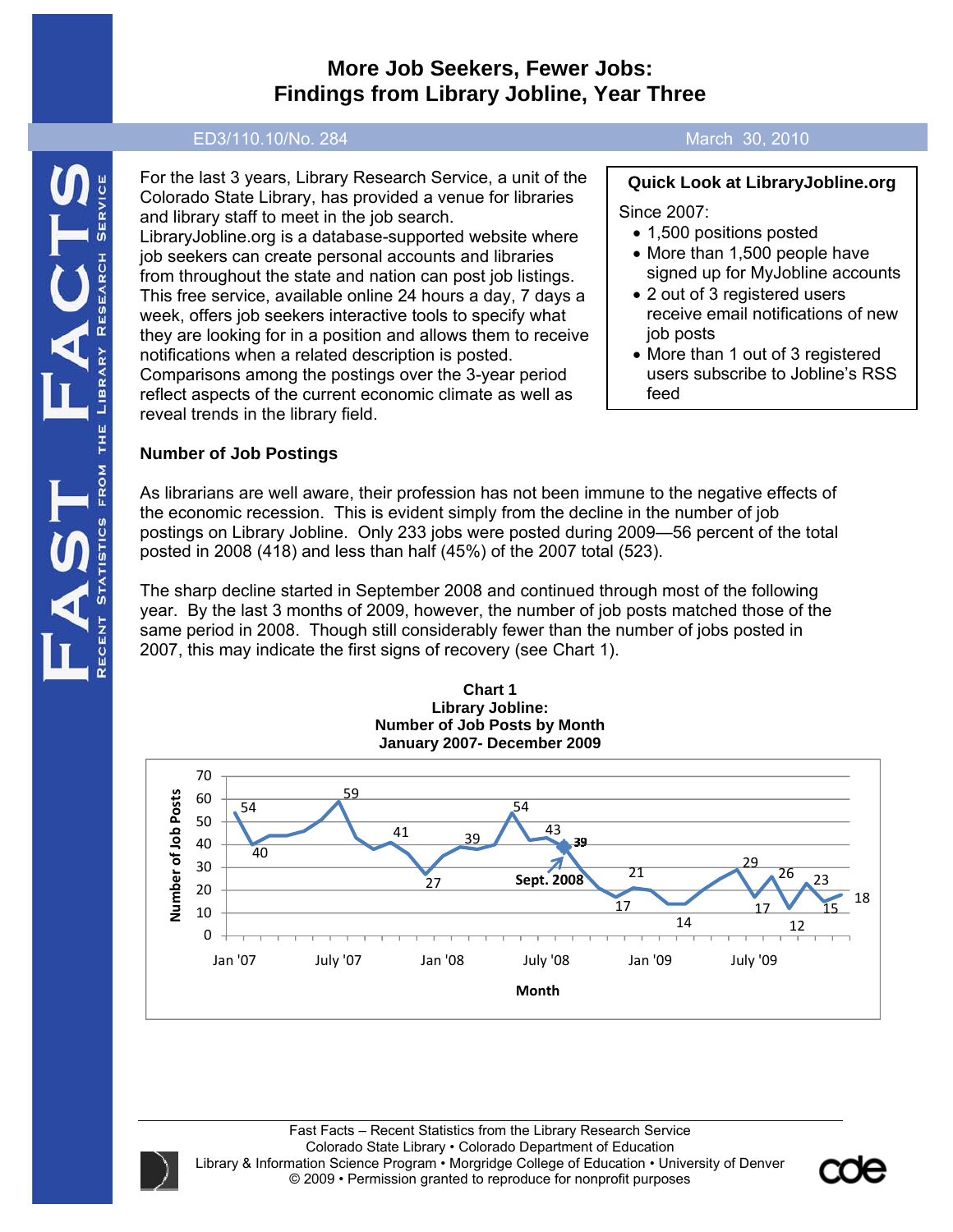# More Job Seekers, Fewer Jobs: Findings from Library Jobline, Year Three

ED3/110.10/No. 284 March 30, 2010

For the last 3 years, Library Research Service, a unit of the Colorado State Library, has provided a venue for libraries and library staff to meet in the job search. LibraryJobline.org is a database-supported website where job seekers can create personal accounts and libraries from throughout the state and nation can post job listings. This free service, available online 24 hours a day, 7 days a week, offers job seekers interactive tools to specify what they are looking for in a position and allows them to receive notifications when a related description is posted. Comparisons among the postings over the 3-year period reflect aspects of the current economic climate as well as reveal trends in the library field.

**Quick Look at LibraryJobline.org**

Since 2007:

- 1,500 positions posted
- More than 1,500 people have signed up for MyJobline accounts
- 2 out of 3 registered users receive email notifications of new job posts
- More than 1 out of 3 registered users subscribe to Jobline's RSS feed

### Number of Job Postings

As librarians are well aware, their profession has not been immune to the negative effects of the economic recession. This is evident simply from the decline in the number of job postings on Library Jobline. Only 233 jobs were posted during 2009—56 percent of the total posted in 2008 (418) and less than half (45%) of the 2007 total (523).

The sharp decline started in September 2008 and continued through most of the following year. By the last 3 months of 2009, however, the number of job posts matched those of the same period in 2008. Though still considerably fewer than the number of jobs posted in 2007, this may indicate the first signs of recovery (see Chart 1).

**Chart 1**
**Library Jobline:**
**Number of Job Posts by Month**
**January 2007- December 2009**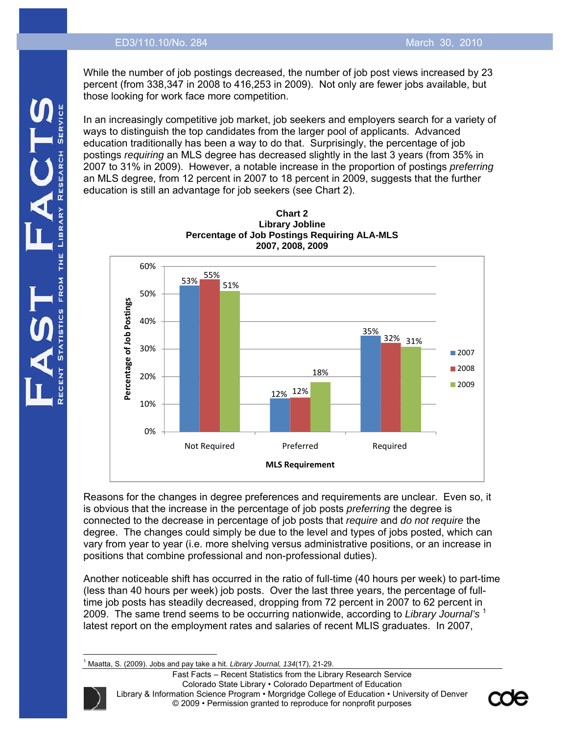While the number of job postings decreased, the number of job post views increased by 23 percent (from 338,347 in 2008 to 416,253 in 2009). Not only are fewer jobs available, but those looking for work face more competition.

In an increasingly competitive job market, job seekers and employers search for a variety of ways to distinguish the top candidates from the larger pool of applicants. Advanced education traditionally has been a way to do that. Surprisingly, the percentage of job postings *requiring* an MLS degree has decreased slightly in the last 3 years (from 35% in 2007 to 31% in 2009). However, a notable increase in the proportion of postings *preferring* an MLS degree, from 12 percent in 2007 to 18 percent in 2009, suggests that the further education is still an advantage for job seekers (see Chart 2).

**Chart 2**
**Library Jobline**
**Percentage of Job Postings Requiring ALA-MLS**
**2007, 2008, 2009**

| MLS Requirement | 2007 | 2008 | 2009 |
|---|---|---|---|
| Not Required | 53% | 55% | 51% |
| Preferred | 12% | 12% | 18% |
| Required | 35% | 32% | 31% |

Reasons for the changes in degree preferences and requirements are unclear. Even so, it is obvious that the increase in the percentage of job posts *preferring* the degree is connected to the decrease in percentage of job posts that *require* and *do not require* the degree. The changes could simply be due to the level and types of jobs posted, which can vary from year to year (i.e. more shelving versus administrative positions, or an increase in positions that combine professional and non-professional duties).

Another noticeable shift has occurred in the ratio of full-time (40 hours per week) to part-time (less than 40 hours per week) job posts. Over the last three years, the percentage of full-time job posts has steadily decreased, dropping from 72 percent in 2007 to 62 percent in 2009. The same trend seems to be occurring nationwide, according to *Library Journal's* [1] latest report on the employment rates and salaries of recent MLIS graduates. In 2007,

---

[1] Maatta, S. (2009). Jobs and pay take a hit. *Library Journal, 134*(17), 21-29.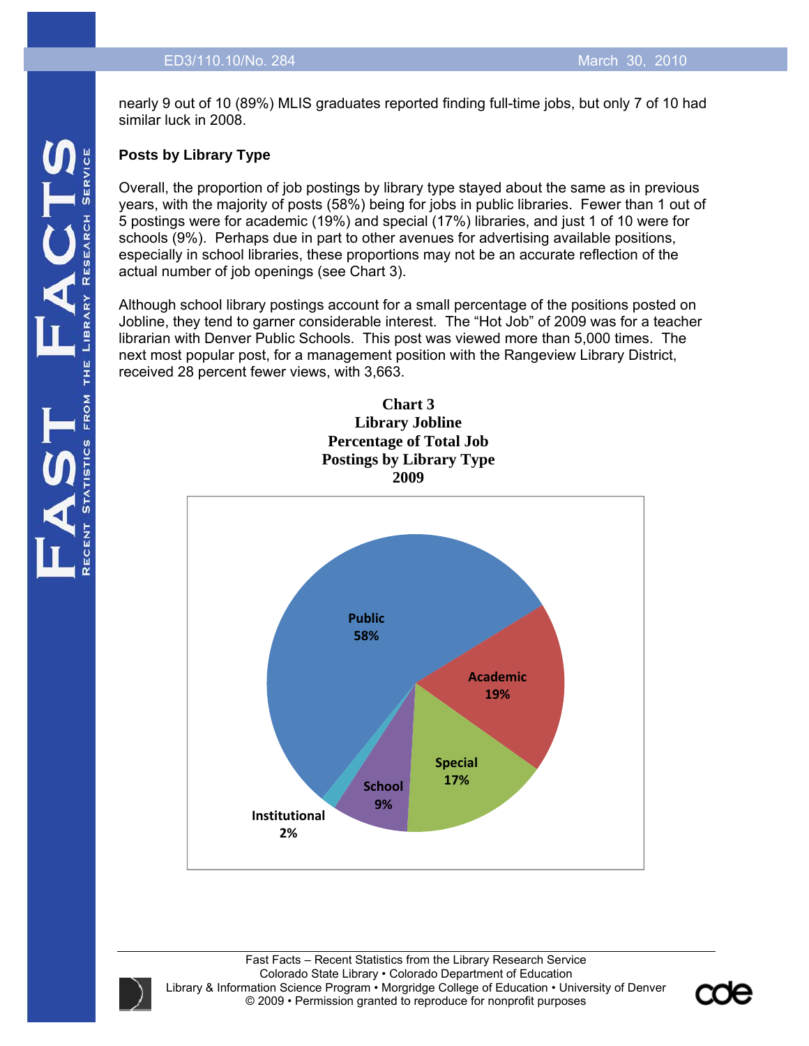nearly 9 out of 10 (89%) MLIS graduates reported finding full-time jobs, but only 7 of 10 had similar luck in 2008.

**Posts by Library Type**

Overall, the proportion of job postings by library type stayed about the same as in previous years, with the majority of posts (58%) being for jobs in public libraries. Fewer than 1 out of 5 postings were for academic (19%) and special (17%) libraries, and just 1 of 10 were for schools (9%). Perhaps due in part to other avenues for advertising available positions, especially in school libraries, these proportions may not be an accurate reflection of the actual number of job openings (see Chart 3).

Although school library postings account for a small percentage of the positions posted on Jobline, they tend to garner considerable interest. The "Hot Job" of 2009 was for a teacher librarian with Denver Public Schools. This post was viewed more than 5,000 times. The next most popular post, for a management position with the Rangeview Library District, received 28 percent fewer views, with 3,663.

**Chart 3**
**Library Jobline**
**Percentage of Total Job Postings by Library Type**
**2009**

| Library Type | Percentage |
|---|---|
| Public | 58% |
| Academic | 19% |
| Special | 17% |
| School | 9% |
| Institutional | 2% |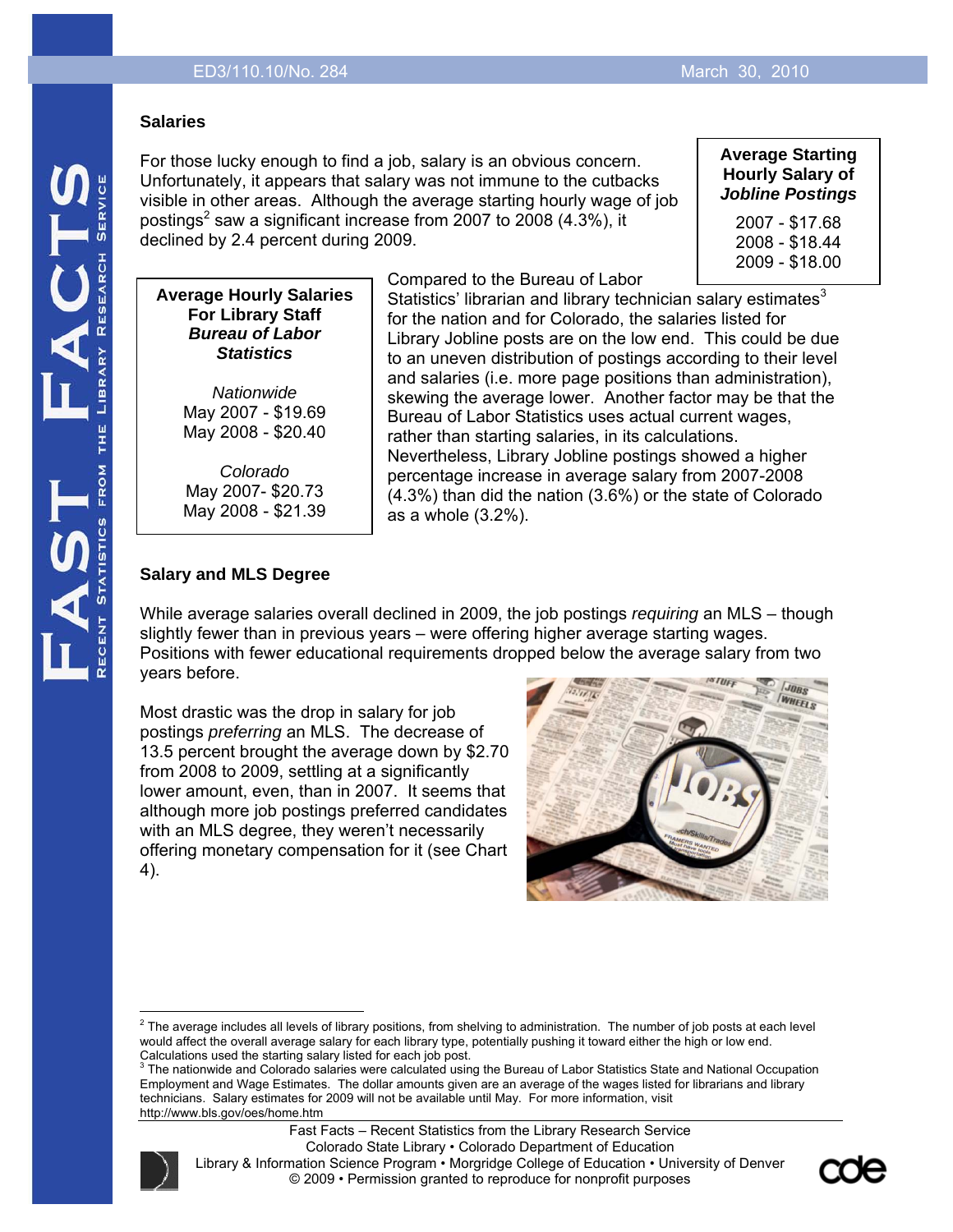## Salaries

For those lucky enough to find a job, salary is an obvious concern. Unfortunately, it appears that salary was not immune to the cutbacks visible in other areas. Although the average starting hourly wage of job postings[2] saw a significant increase from 2007 to 2008 (4.3%), it declined by 2.4 percent during 2009.

**Average Starting Hourly Salary of *Jobline Postings***

2007 - $17.68
2008 - $18.44
2009 - $18.00

**Average Hourly Salaries For Library Staff *Bureau of Labor Statistics***

*Nationwide*
May 2007 - $19.69
May 2008 - $20.40

*Colorado*
May 2007- $20.73
May 2008 - $21.39

Compared to the Bureau of Labor Statistics' librarian and library technician salary estimates[3] for the nation and for Colorado, the salaries listed for Library Jobline posts are on the low end. This could be due to an uneven distribution of postings according to their level and salaries (i.e. more page positions than administration), skewing the average lower. Another factor may be that the Bureau of Labor Statistics uses actual current wages, rather than starting salaries, in its calculations. Nevertheless, Library Jobline postings showed a higher percentage increase in average salary from 2007-2008 (4.3%) than did the nation (3.6%) or the state of Colorado as a whole (3.2%).

## Salary and MLS Degree

While average salaries overall declined in 2009, the job postings *requiring* an MLS – though slightly fewer than in previous years – were offering higher average starting wages. Positions with fewer educational requirements dropped below the average salary from two years before.

Most drastic was the drop in salary for job postings *preferring* an MLS. The decrease of 13.5 percent brought the average down by $2.70 from 2008 to 2009, settling at a significantly lower amount, even, than in 2007. It seems that although more job postings preferred candidates with an MLS degree, they weren't necessarily offering monetary compensation for it (see Chart 4).

---

[2] The average includes all levels of library positions, from shelving to administration. The number of job posts at each level would affect the overall average salary for each library type, potentially pushing it toward either the high or low end. Calculations used the starting salary listed for each job post.

[3] The nationwide and Colorado salaries were calculated using the Bureau of Labor Statistics State and National Occupation Employment and Wage Estimates. The dollar amounts given are an average of the wages listed for librarians and library technicians. Salary estimates for 2009 will not be available until May. For more information, visit http://www.bls.gov/oes/home.htm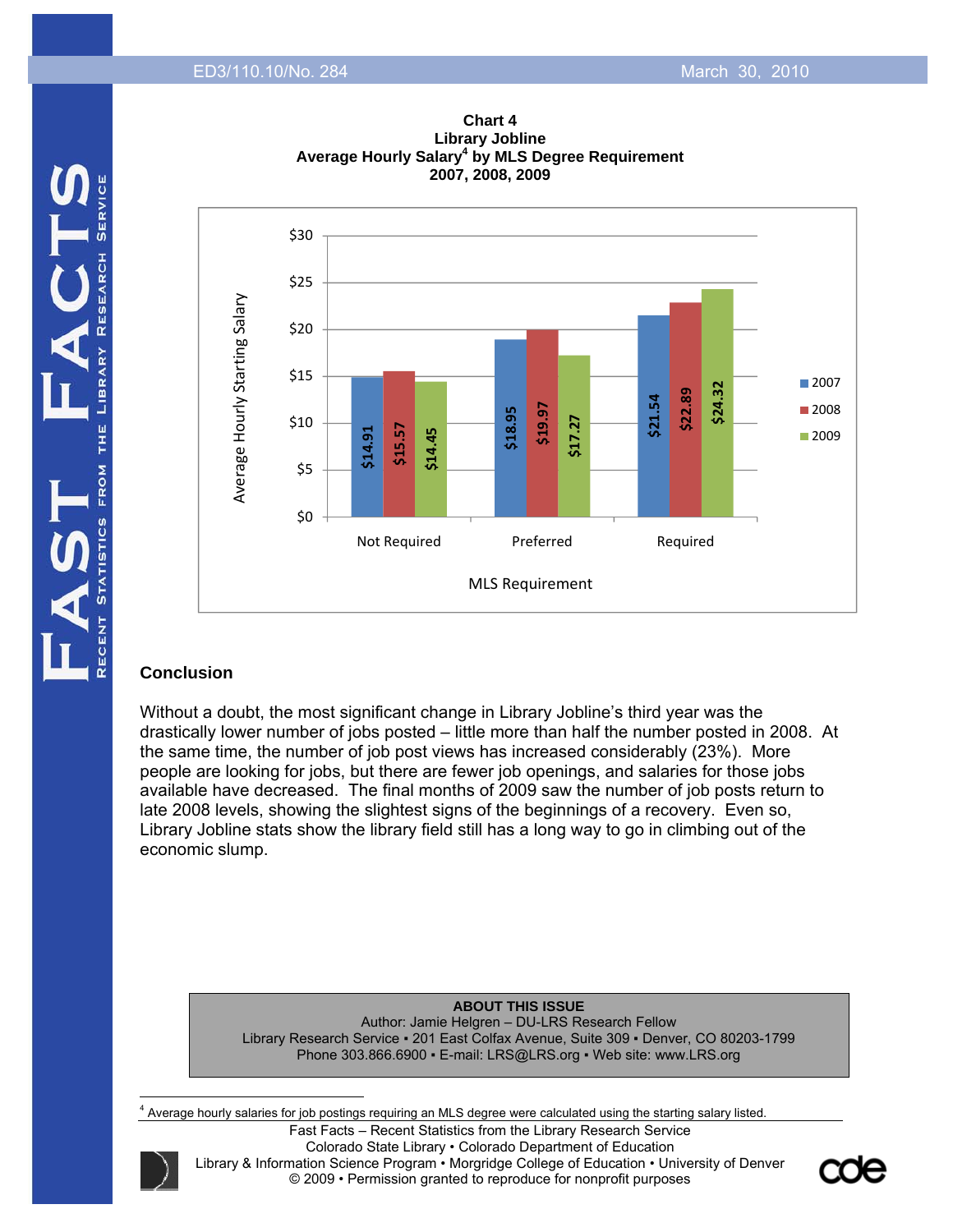**Chart 4**
**Library Jobline**
**Average Hourly Salary[4] by MLS Degree Requirement**
**2007, 2008, 2009**

| MLS Requirement | 2007 | 2008 | 2009 |
|---|---|---|---|
| Not Required | $14.91 | $15.57 | $14.45 |
| Preferred | $18.95 | $19.97 | $17.27 |
| Required | $21.54 | $22.89 | $24.32 |

## Conclusion

Without a doubt, the most significant change in Library Jobline's third year was the drastically lower number of jobs posted – little more than half the number posted in 2008. At the same time, the number of job post views has increased considerably (23%). More people are looking for jobs, but there are fewer job openings, and salaries for those jobs available have decreased. The final months of 2009 saw the number of job posts return to late 2008 levels, showing the slightest signs of the beginnings of a recovery. Even so, Library Jobline stats show the library field still has a long way to go in climbing out of the economic slump.

**ABOUT THIS ISSUE**
Author: Jamie Helgren – DU-LRS Research Fellow
Library Research Service ▪ 201 East Colfax Avenue, Suite 309 ▪ Denver, CO 80203-1799
Phone 303.866.6900 ▪ E-mail: LRS@LRS.org ▪ Web site: www.LRS.org

[4] Average hourly salaries for job postings requiring an MLS degree were calculated using the starting salary listed.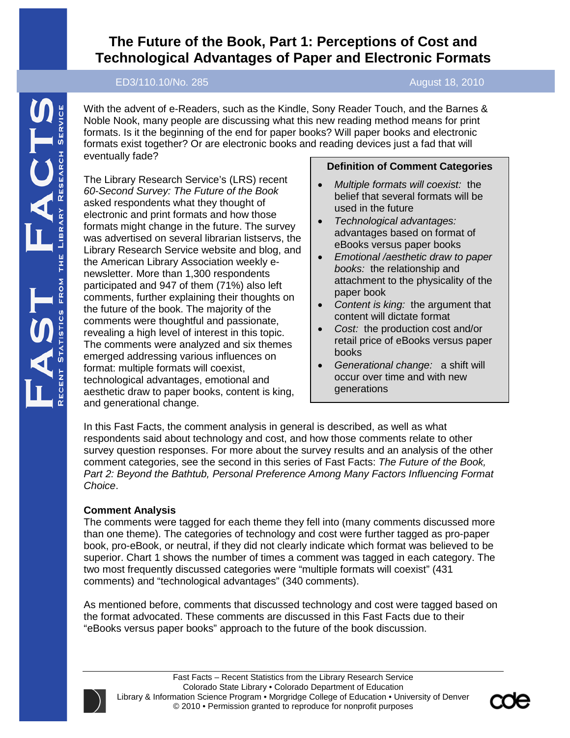# The Future of the Book, Part 1: Perceptions of Cost and Technological Advantages of Paper and Electronic Formats

ED3/110.10/No. 285 August 18, 2010

With the advent of e-Readers, such as the Kindle, Sony Reader Touch, and the Barnes & Noble Nook, many people are discussing what this new reading method means for print formats. Is it the beginning of the end for paper books? Will paper books and electronic formats exist together? Or are electronic books and reading devices just a fad that will eventually fade?

The Library Research Service's (LRS) recent *60-Second Survey: The Future of the Book* asked respondents what they thought of electronic and print formats and how those formats might change in the future. The survey was advertised on several librarian listservs, the Library Research Service website and blog, and the American Library Association weekly e-newsletter. More than 1,300 respondents participated and 947 of them (71%) also left comments, further explaining their thoughts on the future of the book. The majority of the comments were thoughtful and passionate, revealing a high level of interest in this topic. The comments were analyzed and six themes emerged addressing various influences on format: multiple formats will coexist, technological advantages, emotional and aesthetic draw to paper books, content is king, and generational change.

**Definition of Comment Categories**

- *Multiple formats will coexist:* the belief that several formats will be used in the future
- *Technological advantages:* advantages based on format of eBooks versus paper books
- *Emotional /aesthetic draw to paper books:* the relationship and attachment to the physicality of the paper book
- *Content is king:* the argument that content will dictate format
- *Cost:* the production cost and/or retail price of eBooks versus paper books
- *Generational change:* a shift will occur over time and with new generations

In this Fast Facts, the comment analysis in general is described, as well as what respondents said about technology and cost, and how those comments relate to other survey question responses. For more about the survey results and an analysis of the other comment categories, see the second in this series of Fast Facts: *The Future of the Book, Part 2: Beyond the Bathtub, Personal Preference Among Many Factors Influencing Format Choice*.

**Comment Analysis**

The comments were tagged for each theme they fell into (many comments discussed more than one theme). The categories of technology and cost were further tagged as pro-paper book, pro-eBook, or neutral, if they did not clearly indicate which format was believed to be superior. Chart 1 shows the number of times a comment was tagged in each category. The two most frequently discussed categories were "multiple formats will coexist" (431 comments) and "technological advantages" (340 comments).

As mentioned before, comments that discussed technology and cost were tagged based on the format advocated. These comments are discussed in this Fast Facts due to their "eBooks versus paper books" approach to the future of the book discussion.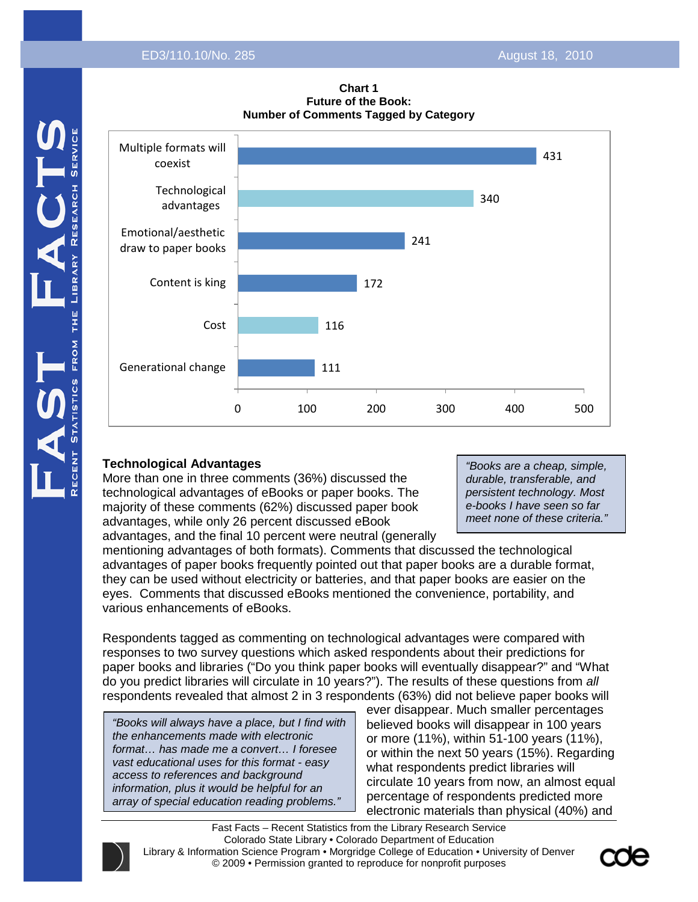**Chart 1**
**Future of the Book:**
**Number of Comments Tagged by Category**

| Category | Number of Comments |
|---|---|
| Multiple formats will coexist | 431 |
| Technological advantages | 340 |
| Emotional/aesthetic draw to paper books | 241 |
| Content is king | 172 |
| Cost | 116 |
| Generational change | 111 |

### Technological Advantages

More than one in three comments (36%) discussed the technological advantages of eBooks or paper books. The majority of these comments (62%) discussed paper book advantages, while only 26 percent discussed eBook advantages, and the final 10 percent were neutral (generally mentioning advantages of both formats). Comments that discussed the technological advantages of paper books frequently pointed out that paper books are a durable format, they can be used without electricity or batteries, and that paper books are easier on the eyes. Comments that discussed eBooks mentioned the convenience, portability, and various enhancements of eBooks.

> *"Books are a cheap, simple, durable, transferable, and persistent technology. Most e-books I have seen so far meet none of these criteria."*

Respondents tagged as commenting on technological advantages were compared with responses to two survey questions which asked respondents about their predictions for paper books and libraries ("Do you think paper books will eventually disappear?" and "What do you predict libraries will circulate in 10 years?"). The results of these questions from *all* respondents revealed that almost 2 in 3 respondents (63%) did not believe paper books will ever disappear. Much smaller percentages believed books will disappear in 100 years or more (11%), within 51-100 years (11%), or within the next 50 years (15%). Regarding what respondents predict libraries will circulate 10 years from now, an almost equal percentage of respondents predicted more electronic materials than physical (40%) and

> *"Books will always have a place, but I find with the enhancements made with electronic format… has made me a convert… I foresee vast educational uses for this format - easy access to references and background information, plus it would be helpful for an array of special education reading problems."*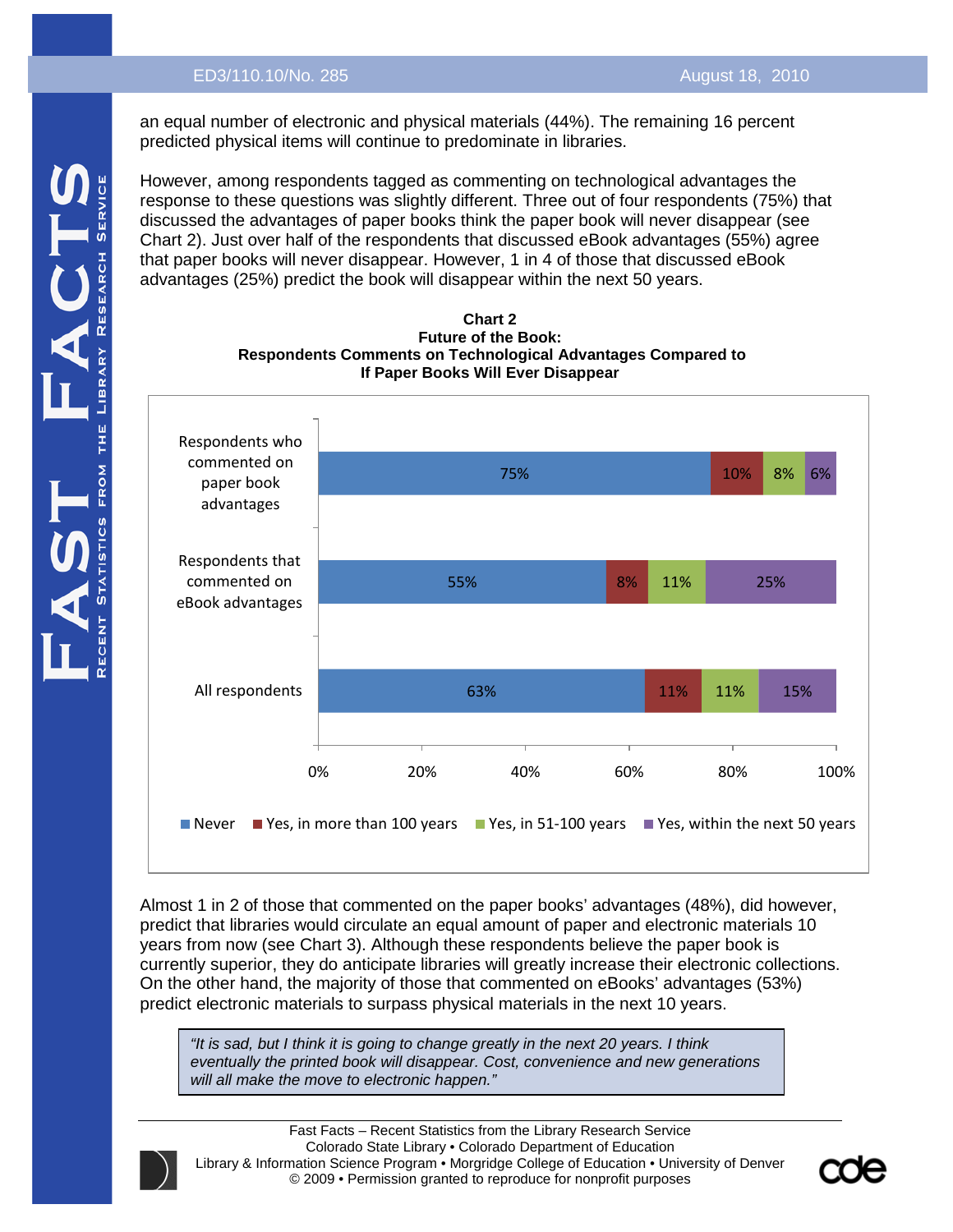an equal number of electronic and physical materials (44%). The remaining 16 percent predicted physical items will continue to predominate in libraries.

However, among respondents tagged as commenting on technological advantages the response to these questions was slightly different. Three out of four respondents (75%) that discussed the advantages of paper books think the paper book will never disappear (see Chart 2). Just over half of the respondents that discussed eBook advantages (55%) agree that paper books will never disappear. However, 1 in 4 of those that discussed eBook advantages (25%) predict the book will disappear within the next 50 years.

**Chart 2**
**Future of the Book:**
**Respondents Comments on Technological Advantages Compared to If Paper Books Will Ever Disappear**

| | Never | Yes, in more than 100 years | Yes, in 51-100 years | Yes, within the next 50 years |
|---|---|---|---|---|
| Respondents who commented on paper book advantages | 75% | 10% | 8% | 6% |
| Respondents that commented on eBook advantages | 55% | 8% | 11% | 25% |
| All respondents | 63% | 11% | 11% | 15% |

Almost 1 in 2 of those that commented on the paper books' advantages (48%), did however, predict that libraries would circulate an equal amount of paper and electronic materials 10 years from now (see Chart 3). Although these respondents believe the paper book is currently superior, they do anticipate libraries will greatly increase their electronic collections. On the other hand, the majority of those that commented on eBooks' advantages (53%) predict electronic materials to surpass physical materials in the next 10 years.

> *"It is sad, but I think it is going to change greatly in the next 20 years. I think eventually the printed book will disappear. Cost, convenience and new generations will all make the move to electronic happen."*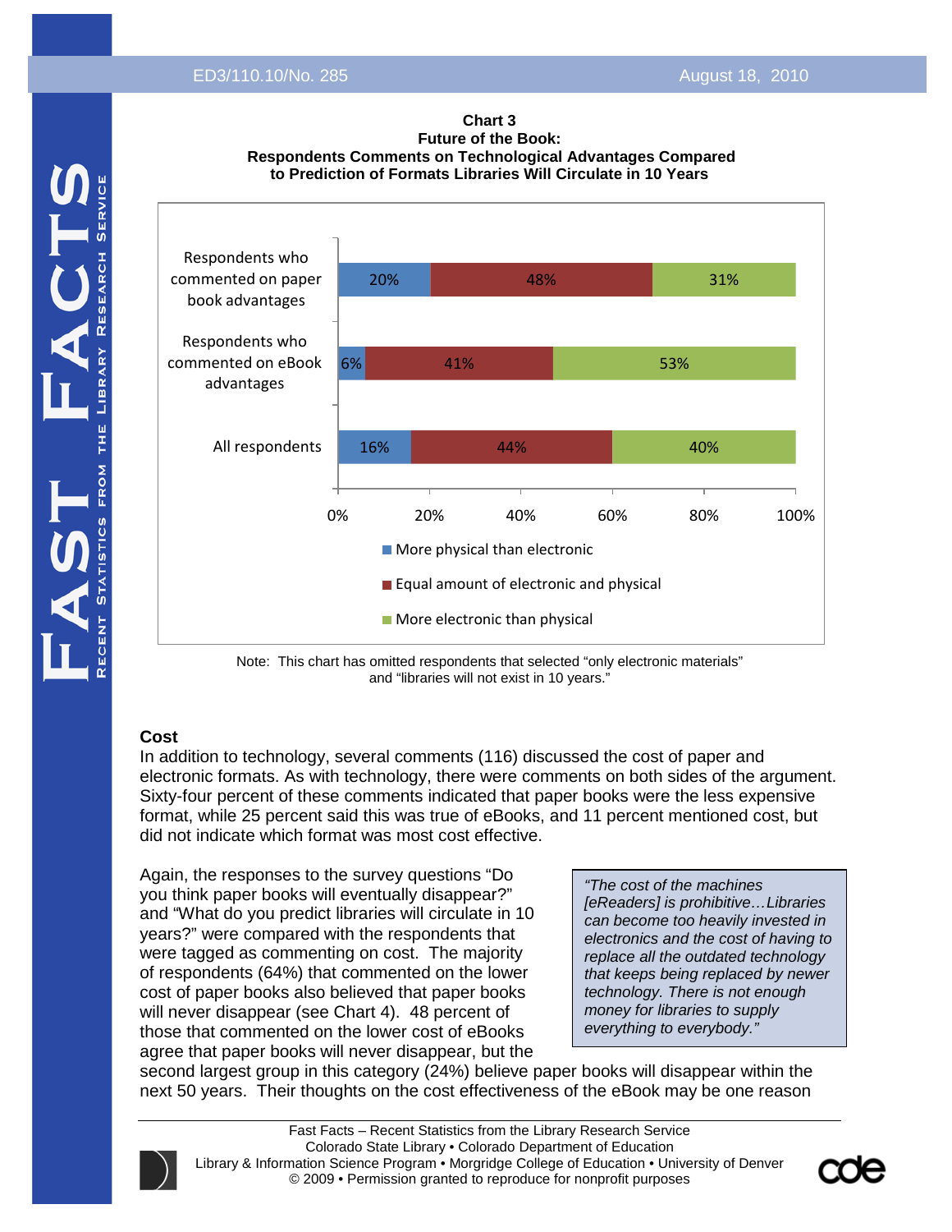**Chart 3**
**Future of the Book:**
**Respondents Comments on Technological Advantages Compared to Prediction of Formats Libraries Will Circulate in 10 Years**

| | More physical than electronic | Equal amount of electronic and physical | More electronic than physical |
|---|---|---|---|
| Respondents who commented on paper book advantages | 20% | 48% | 31% |
| Respondents who commented on eBook advantages | 6% | 41% | 53% |
| All respondents | 16% | 44% | 40% |

Note: This chart has omitted respondents that selected "only electronic materials" and "libraries will not exist in 10 years."

### Cost

In addition to technology, several comments (116) discussed the cost of paper and electronic formats. As with technology, there were comments on both sides of the argument. Sixty-four percent of these comments indicated that paper books were the less expensive format, while 25 percent said this was true of eBooks, and 11 percent mentioned cost, but did not indicate which format was most cost effective.

> *"The cost of the machines [eReaders] is prohibitive…Libraries can become too heavily invested in electronics and the cost of having to replace all the outdated technology that keeps being replaced by newer technology. There is not enough money for libraries to supply everything to everybody."*

Again, the responses to the survey questions "Do you think paper books will eventually disappear?" and "What do you predict libraries will circulate in 10 years?" were compared with the respondents that were tagged as commenting on cost. The majority of respondents (64%) that commented on the lower cost of paper books also believed that paper books will never disappear (see Chart 4). 48 percent of those that commented on the lower cost of eBooks agree that paper books will never disappear, but the second largest group in this category (24%) believe paper books will disappear within the next 50 years. Their thoughts on the cost effectiveness of the eBook may be one reason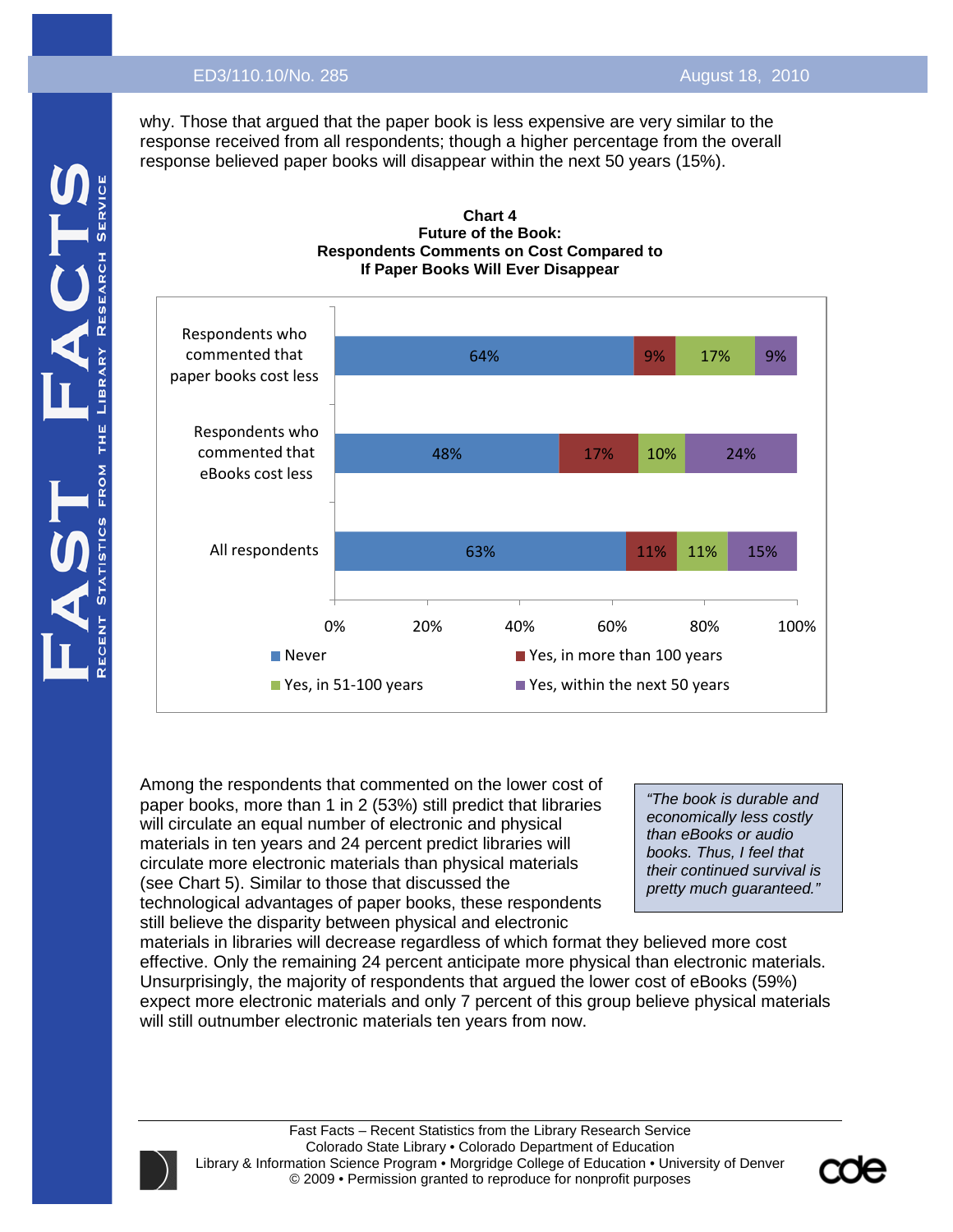why. Those that argued that the paper book is less expensive are very similar to the response received from all respondents; though a higher percentage from the overall response believed paper books will disappear within the next 50 years (15%).

**Chart 4**
**Future of the Book:**
**Respondents Comments on Cost Compared to If Paper Books Will Ever Disappear**

| | Never | Yes, in more than 100 years | Yes, in 51-100 years | Yes, within the next 50 years |
|---|---|---|---|---|
| Respondents who commented that paper books cost less | 64% | 9% | 17% | 9% |
| Respondents who commented that eBooks cost less | 48% | 17% | 10% | 24% |
| All respondents | 63% | 11% | 11% | 15% |

> *"The book is durable and economically less costly than eBooks or audio books. Thus, I feel that their continued survival is pretty much guaranteed."*

Among the respondents that commented on the lower cost of paper books, more than 1 in 2 (53%) still predict that libraries will circulate an equal number of electronic and physical materials in ten years and 24 percent predict libraries will circulate more electronic materials than physical materials (see Chart 5). Similar to those that discussed the technological advantages of paper books, these respondents still believe the disparity between physical and electronic materials in libraries will decrease regardless of which format they believed more cost effective. Only the remaining 24 percent anticipate more physical than electronic materials. Unsurprisingly, the majority of respondents that argued the lower cost of eBooks (59%) expect more electronic materials and only 7 percent of this group believe physical materials will still outnumber electronic materials ten years from now.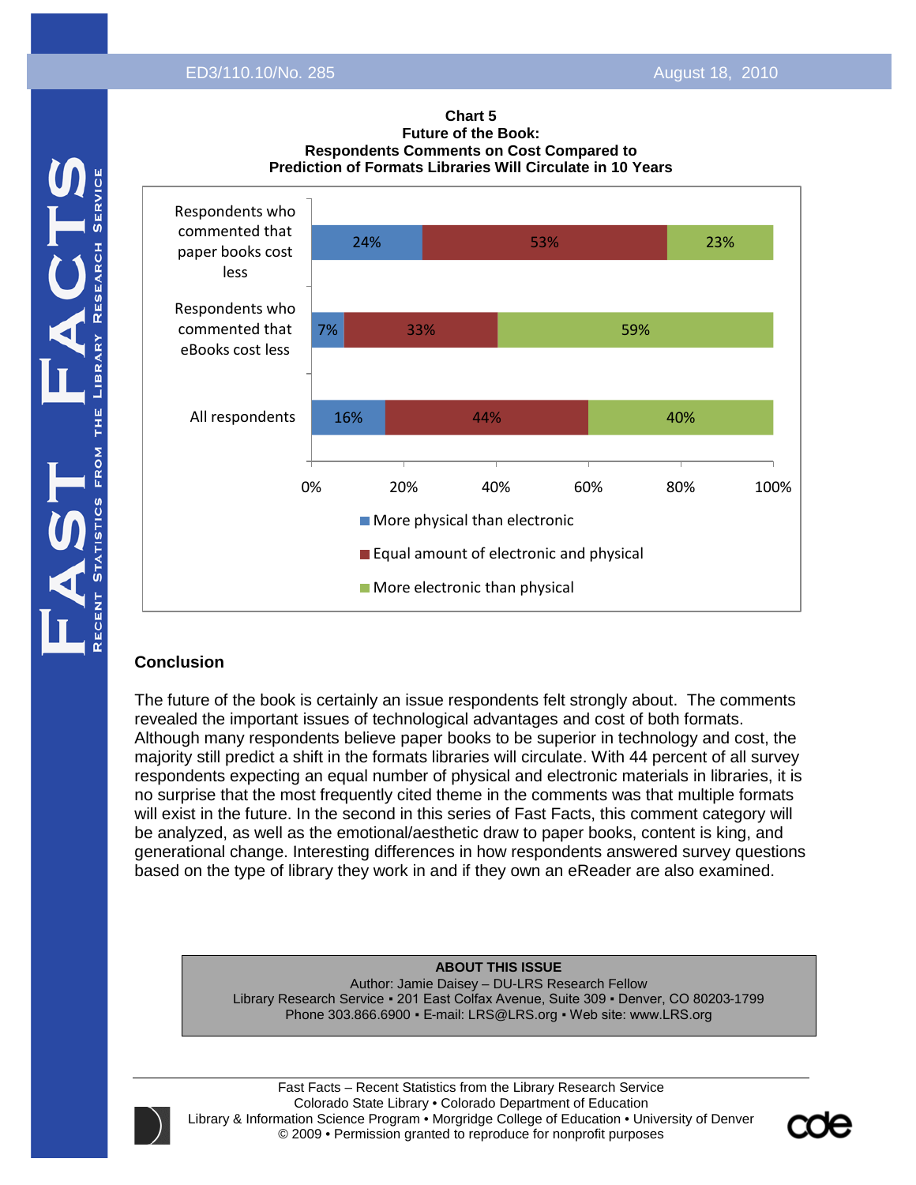**Chart 5**
**Future of the Book:**
**Respondents Comments on Cost Compared to**
**Prediction of Formats Libraries Will Circulate in 10 Years**

| | More physical than electronic | Equal amount of electronic and physical | More electronic than physical |
|---|---|---|---|
| Respondents who commented that paper books cost less | 24% | 53% | 23% |
| Respondents who commented that eBooks cost less | 7% | 33% | 59% |
| All respondents | 16% | 44% | 40% |

## Conclusion

The future of the book is certainly an issue respondents felt strongly about. The comments revealed the important issues of technological advantages and cost of both formats. Although many respondents believe paper books to be superior in technology and cost, the majority still predict a shift in the formats libraries will circulate. With 44 percent of all survey respondents expecting an equal number of physical and electronic materials in libraries, it is no surprise that the most frequently cited theme in the comments was that multiple formats will exist in the future. In the second in this series of Fast Facts, this comment category will be analyzed, as well as the emotional/aesthetic draw to paper books, content is king, and generational change. Interesting differences in how respondents answered survey questions based on the type of library they work in and if they own an eReader are also examined.

**ABOUT THIS ISSUE**
Author: Jamie Daisey – DU-LRS Research Fellow
Library Research Service ▪ 201 East Colfax Avenue, Suite 309 ▪ Denver, CO 80203-1799
Phone 303.866.6900 ▪ E-mail: LRS@LRS.org ▪ Web site: www.LRS.org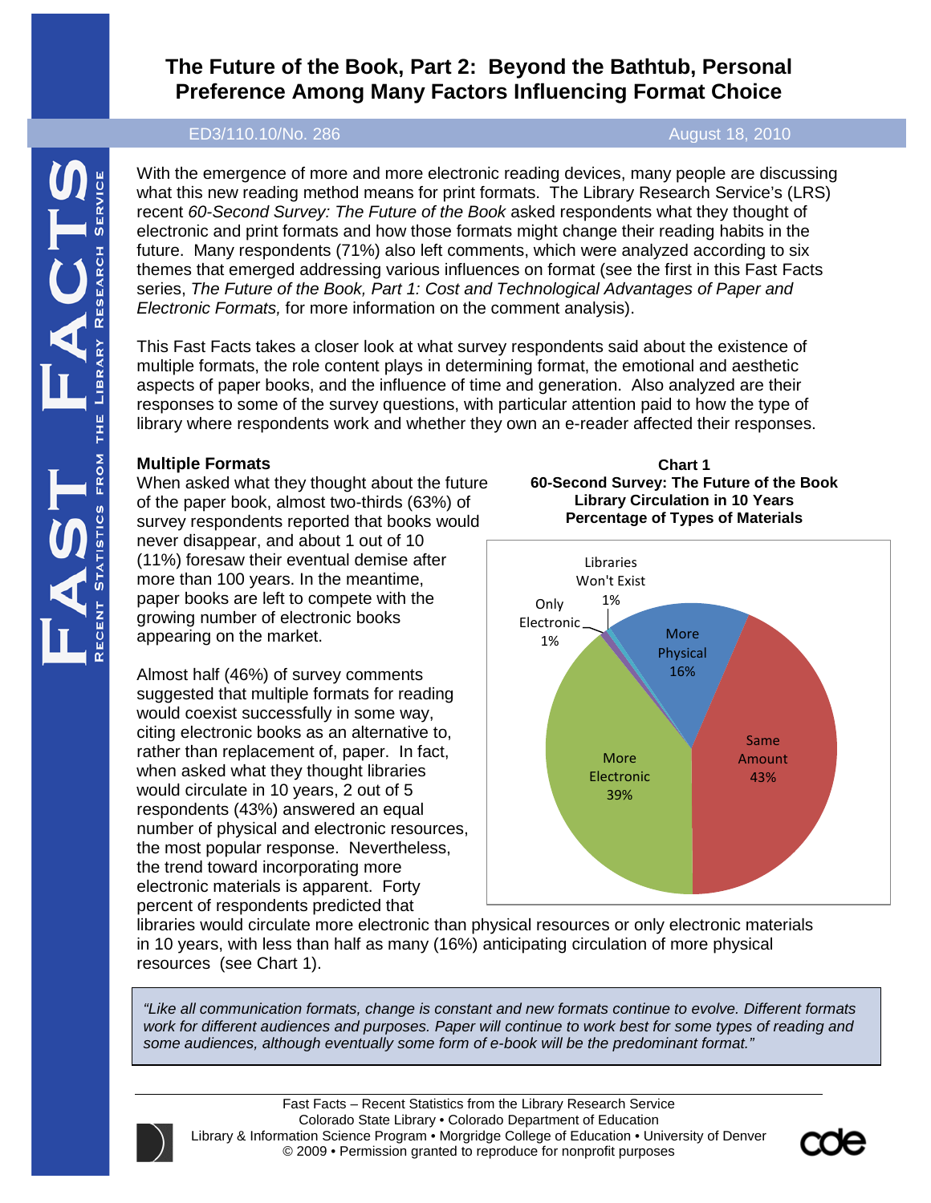# The Future of the Book, Part 2: Beyond the Bathtub, Personal Preference Among Many Factors Influencing Format Choice

ED3/110.10/No. 286 August 18, 2010

With the emergence of more and more electronic reading devices, many people are discussing what this new reading method means for print formats. The Library Research Service's (LRS) recent *60-Second Survey: The Future of the Book* asked respondents what they thought of electronic and print formats and how those formats might change their reading habits in the future. Many respondents (71%) also left comments, which were analyzed according to six themes that emerged addressing various influences on format (see the first in this Fast Facts series, *The Future of the Book, Part 1: Cost and Technological Advantages of Paper and Electronic Formats,* for more information on the comment analysis).

This Fast Facts takes a closer look at what survey respondents said about the existence of multiple formats, the role content plays in determining format, the emotional and aesthetic aspects of paper books, and the influence of time and generation. Also analyzed are their responses to some of the survey questions, with particular attention paid to how the type of library where respondents work and whether they own an e-reader affected their responses.

## Multiple Formats

When asked what they thought about the future of the paper book, almost two-thirds (63%) of survey respondents reported that books would never disappear, and about 1 out of 10 (11%) foresaw their eventual demise after more than 100 years. In the meantime, paper books are left to compete with the growing number of electronic books appearing on the market.

Almost half (46%) of survey comments suggested that multiple formats for reading would coexist successfully in some way, citing electronic books as an alternative to, rather than replacement of, paper. In fact, when asked what they thought libraries would circulate in 10 years, 2 out of 5 respondents (43%) answered an equal number of physical and electronic resources, the most popular response. Nevertheless, the trend toward incorporating more electronic materials is apparent. Forty percent of respondents predicted that libraries would circulate more electronic than physical resources or only electronic materials in 10 years, with less than half as many (16%) anticipating circulation of more physical resources (see Chart 1).

**Chart 1**
**60-Second Survey: The Future of the Book**
**Library Circulation in 10 Years**
**Percentage of Types of Materials**

| Category | Percentage |
|---|---|
| Same Amount | 43% |
| More Electronic | 39% |
| More Physical | 16% |
| Only Electronic | 1% |
| Libraries Won't Exist | 1% |

> *"Like all communication formats, change is constant and new formats continue to evolve. Different formats work for different audiences and purposes. Paper will continue to work best for some types of reading and some audiences, although eventually some form of e-book will be the predominant format."*

Fast Facts – Recent Statistics from the Library Research Service
Colorado State Library • Colorado Department of Education
Library & Information Science Program • Morgridge College of Education • University of Denver
© 2009 • Permission granted to reproduce for nonprofit purposes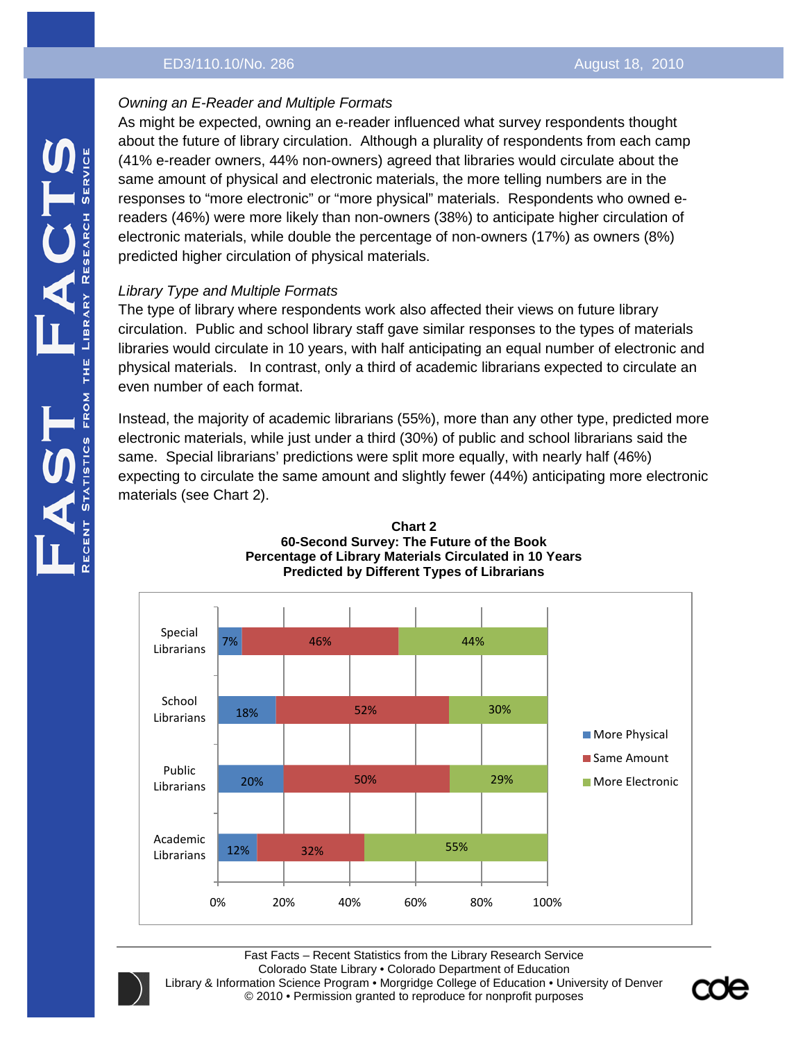*Owning an E-Reader and Multiple Formats*

As might be expected, owning an e-reader influenced what survey respondents thought about the future of library circulation. Although a plurality of respondents from each camp (41% e-reader owners, 44% non-owners) agreed that libraries would circulate about the same amount of physical and electronic materials, the more telling numbers are in the responses to "more electronic" or "more physical" materials. Respondents who owned e-readers (46%) were more likely than non-owners (38%) to anticipate higher circulation of electronic materials, while double the percentage of non-owners (17%) as owners (8%) predicted higher circulation of physical materials.

*Library Type and Multiple Formats*

The type of library where respondents work also affected their views on future library circulation. Public and school library staff gave similar responses to the types of materials libraries would circulate in 10 years, with half anticipating an equal number of electronic and physical materials. In contrast, only a third of academic librarians expected to circulate an even number of each format.

Instead, the majority of academic librarians (55%), more than any other type, predicted more electronic materials, while just under a third (30%) of public and school librarians said the same. Special librarians' predictions were split more equally, with nearly half (46%) expecting to circulate the same amount and slightly fewer (44%) anticipating more electronic materials (see Chart 2).

**Chart 2**
**60-Second Survey: The Future of the Book**
**Percentage of Library Materials Circulated in 10 Years**
**Predicted by Different Types of Librarians**

| | More Physical | Same Amount | More Electronic |
|---|---|---|---|
| Special Librarians | 7% | 46% | 44% |
| School Librarians | 18% | 52% | 30% |
| Public Librarians | 20% | 50% | 29% |
| Academic Librarians | 12% | 32% | 55% |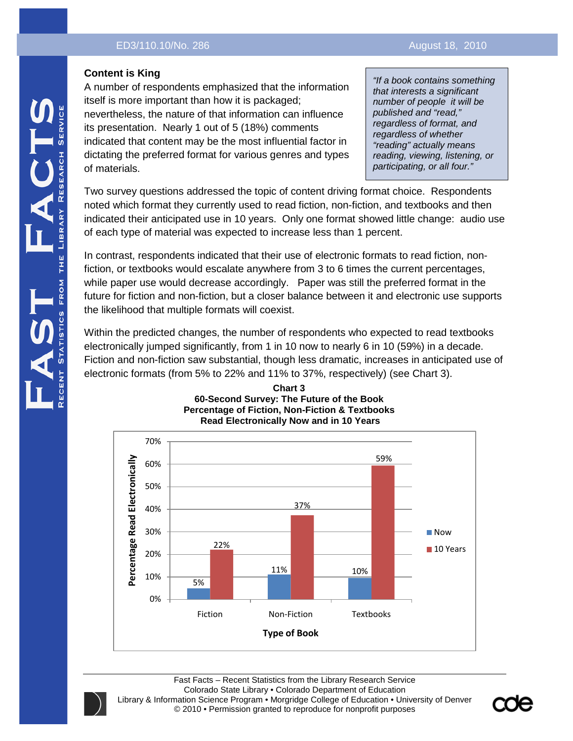## Content is King

A number of respondents emphasized that the information itself is more important than how it is packaged; nevertheless, the nature of that information can influence its presentation. Nearly 1 out of 5 (18%) comments indicated that content may be the most influential factor in dictating the preferred format for various genres and types of materials.

> *"If a book contains something that interests a significant number of people it will be published and "read," regardless of format, and regardless of whether "reading" actually means reading, viewing, listening, or participating, or all four."*

Two survey questions addressed the topic of content driving format choice. Respondents noted which format they currently used to read fiction, non-fiction, and textbooks and then indicated their anticipated use in 10 years. Only one format showed little change: audio use of each type of material was expected to increase less than 1 percent.

In contrast, respondents indicated that their use of electronic formats to read fiction, non-fiction, or textbooks would escalate anywhere from 3 to 6 times the current percentages, while paper use would decrease accordingly. Paper was still the preferred format in the future for fiction and non-fiction, but a closer balance between it and electronic use supports the likelihood that multiple formats will coexist.

Within the predicted changes, the number of respondents who expected to read textbooks electronically jumped significantly, from 1 in 10 now to nearly 6 in 10 (59%) in a decade. Fiction and non-fiction saw substantial, though less dramatic, increases in anticipated use of electronic formats (from 5% to 22% and 11% to 37%, respectively) (see Chart 3).

**Chart 3**
**60-Second Survey: The Future of the Book**
**Percentage of Fiction, Non-Fiction & Textbooks Read Electronically Now and in 10 Years**

| Type of Book | Now | 10 Years |
|---|---|---|
| Fiction | 5% | 22% |
| Non-Fiction | 11% | 37% |
| Textbooks | 10% | 59% |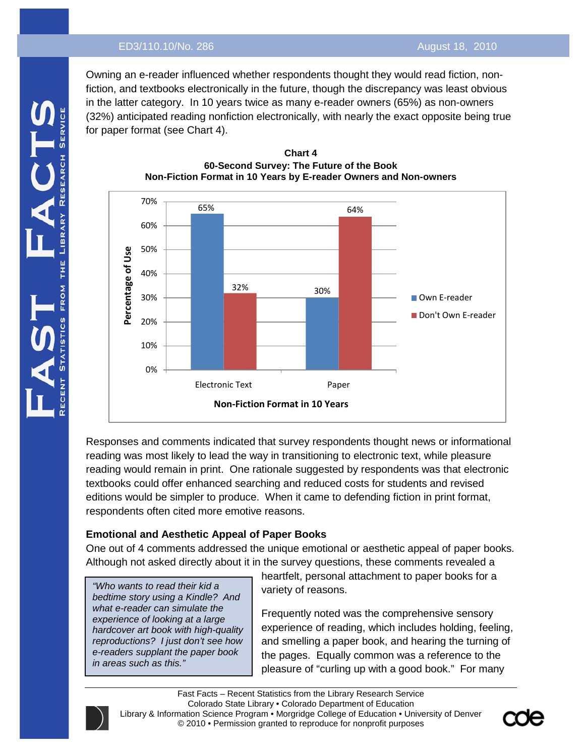Owning an e-reader influenced whether respondents thought they would read fiction, non-fiction, and textbooks electronically in the future, though the discrepancy was least obvious in the latter category. In 10 years twice as many e-reader owners (65%) as non-owners (32%) anticipated reading nonfiction electronically, with nearly the exact opposite being true for paper format (see Chart 4).

**Chart 4**
**60-Second Survey: The Future of the Book**
**Non-Fiction Format in 10 Years by E-reader Owners and Non-owners**

| Non-Fiction Format in 10 Years | Own E-reader | Don't Own E-reader |
|---|---|---|
| Electronic Text | 65% | 32% |
| Paper | 30% | 64% |

Responses and comments indicated that survey respondents thought news or informational reading was most likely to lead the way in transitioning to electronic text, while pleasure reading would remain in print. One rationale suggested by respondents was that electronic textbooks could offer enhanced searching and reduced costs for students and revised editions would be simpler to produce. When it came to defending fiction in print format, respondents often cited more emotive reasons.

### Emotional and Aesthetic Appeal of Paper Books

One out of 4 comments addressed the unique emotional or aesthetic appeal of paper books. Although not asked directly about it in the survey questions, these comments revealed a heartfelt, personal attachment to paper books for a variety of reasons.

> *"Who wants to read their kid a bedtime story using a Kindle? And what e-reader can simulate the experience of looking at a large hardcover art book with high-quality reproductions? I just don't see how e-readers supplant the paper book in areas such as this."*

Frequently noted was the comprehensive sensory experience of reading, which includes holding, feeling, and smelling a paper book, and hearing the turning of the pages. Equally common was a reference to the pleasure of "curling up with a good book." For many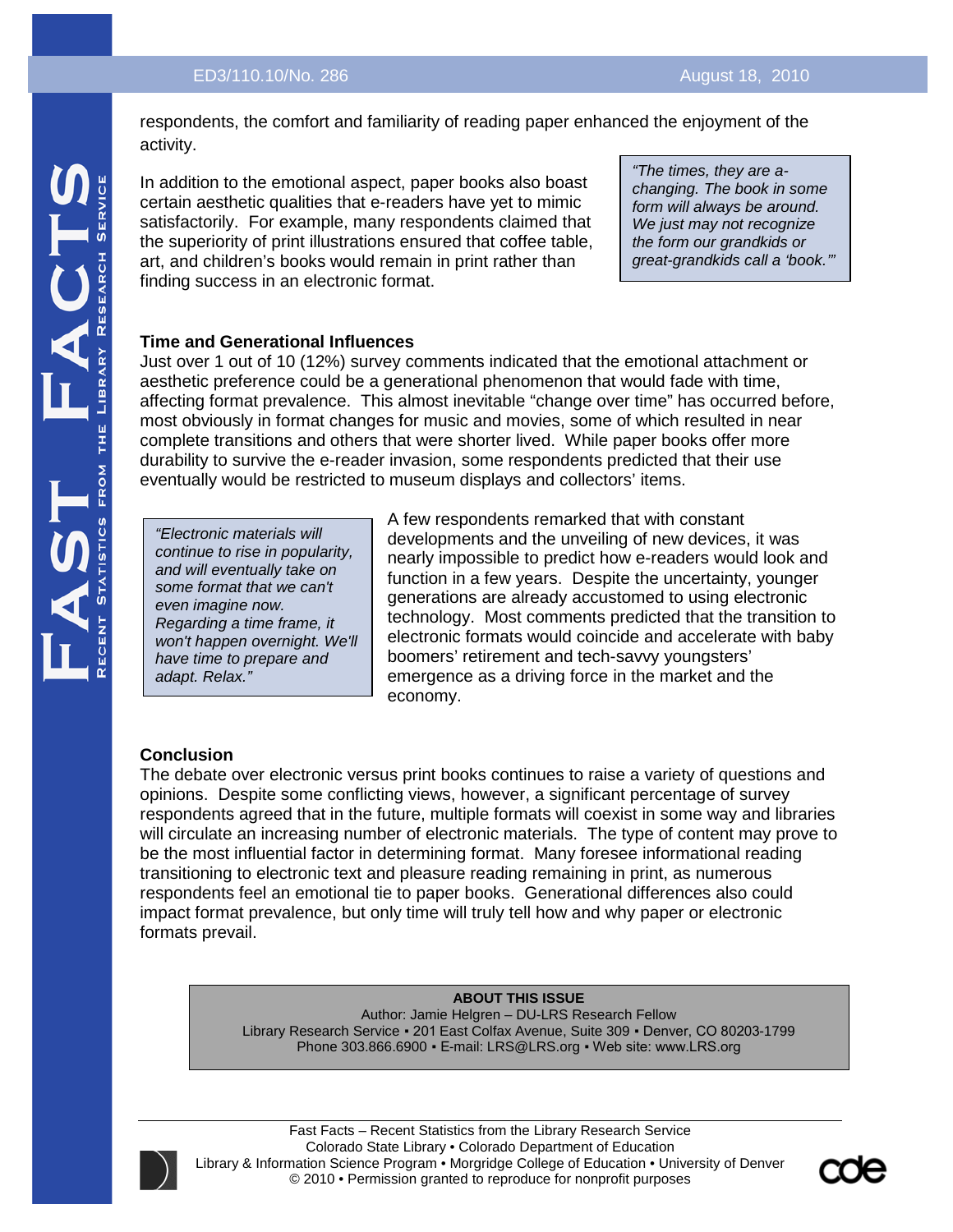respondents, the comfort and familiarity of reading paper enhanced the enjoyment of the activity.

In addition to the emotional aspect, paper books also boast certain aesthetic qualities that e-readers have yet to mimic satisfactorily. For example, many respondents claimed that the superiority of print illustrations ensured that coffee table, art, and children's books would remain in print rather than finding success in an electronic format.

> *"The times, they are a-changing. The book in some form will always be around. We just may not recognize the form our grandkids or great-grandkids call a 'book.'"*

### Time and Generational Influences

Just over 1 out of 10 (12%) survey comments indicated that the emotional attachment or aesthetic preference could be a generational phenomenon that would fade with time, affecting format prevalence. This almost inevitable "change over time" has occurred before, most obviously in format changes for music and movies, some of which resulted in near complete transitions and others that were shorter lived. While paper books offer more durability to survive the e-reader invasion, some respondents predicted that their use eventually would be restricted to museum displays and collectors' items.

> *"Electronic materials will continue to rise in popularity, and will eventually take on some format that we can't even imagine now. Regarding a time frame, it won't happen overnight. We'll have time to prepare and adapt. Relax."*

A few respondents remarked that with constant developments and the unveiling of new devices, it was nearly impossible to predict how e-readers would look and function in a few years. Despite the uncertainty, younger generations are already accustomed to using electronic technology. Most comments predicted that the transition to electronic formats would coincide and accelerate with baby boomers' retirement and tech-savvy youngsters' emergence as a driving force in the market and the economy.

### Conclusion

The debate over electronic versus print books continues to raise a variety of questions and opinions. Despite some conflicting views, however, a significant percentage of survey respondents agreed that in the future, multiple formats will coexist in some way and libraries will circulate an increasing number of electronic materials. The type of content may prove to be the most influential factor in determining format. Many foresee informational reading transitioning to electronic text and pleasure reading remaining in print, as numerous respondents feel an emotional tie to paper books. Generational differences also could impact format prevalence, but only time will truly tell how and why paper or electronic formats prevail.

**ABOUT THIS ISSUE**

Author: Jamie Helgren – DU-LRS Research Fellow
Library Research Service ▪ 201 East Colfax Avenue, Suite 309 ▪ Denver, CO 80203-1799
Phone 303.866.6900 ▪ E-mail: LRS@LRS.org ▪ Web site: www.LRS.org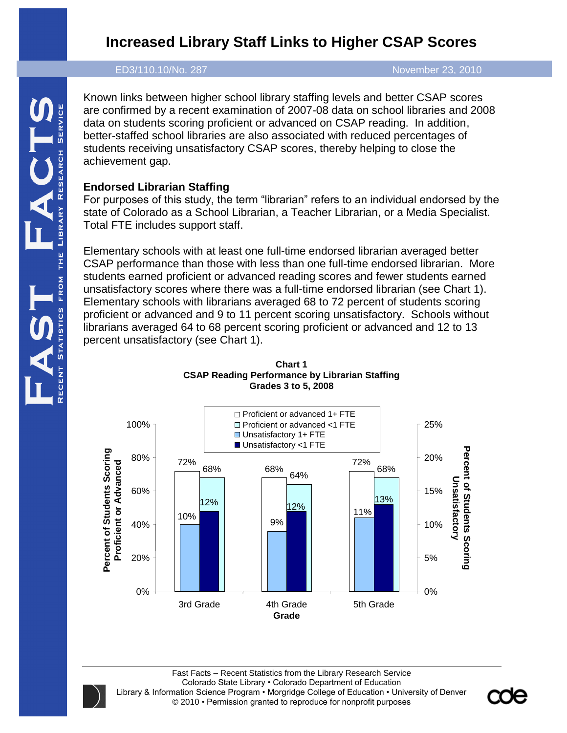# Increased Library Staff Links to Higher CSAP Scores

ED3/110.10/No. 287 November 23, 2010

Known links between higher school library staffing levels and better CSAP scores are confirmed by a recent examination of 2007-08 data on school libraries and 2008 data on students scoring proficient or advanced on CSAP reading. In addition, better-staffed school libraries are also associated with reduced percentages of students receiving unsatisfactory CSAP scores, thereby helping to close the achievement gap.

## Endorsed Librarian Staffing

For purposes of this study, the term "librarian" refers to an individual endorsed by the state of Colorado as a School Librarian, a Teacher Librarian, or a Media Specialist. Total FTE includes support staff.

Elementary schools with at least one full-time endorsed librarian averaged better CSAP performance than those with less than one full-time endorsed librarian. More students earned proficient or advanced reading scores and fewer students earned unsatisfactory scores where there was a full-time endorsed librarian (see Chart 1). Elementary schools with librarians averaged 68 to 72 percent of students scoring proficient or advanced and 9 to 11 percent scoring unsatisfactory. Schools without librarians averaged 64 to 68 percent scoring proficient or advanced and 12 to 13 percent unsatisfactory (see Chart 1).

**Chart 1**
**CSAP Reading Performance by Librarian Staffing**
**Grades 3 to 5, 2008**

| Grade | Proficient or advanced 1+ FTE | Proficient or advanced <1 FTE | Unsatisfactory 1+ FTE | Unsatisfactory <1 FTE |
|---|---|---|---|---|
| 3rd Grade | 72% | 68% | 10% | 12% |
| 4th Grade | 68% | 64% | 9% | 12% |
| 5th Grade | 72% | 68% | 11% | 13% |

Fast Facts – Recent Statistics from the Library Research Service
Colorado State Library • Colorado Department of Education
Library & Information Science Program • Morgridge College of Education • University of Denver
© 2010 • Permission granted to reproduce for nonprofit purposes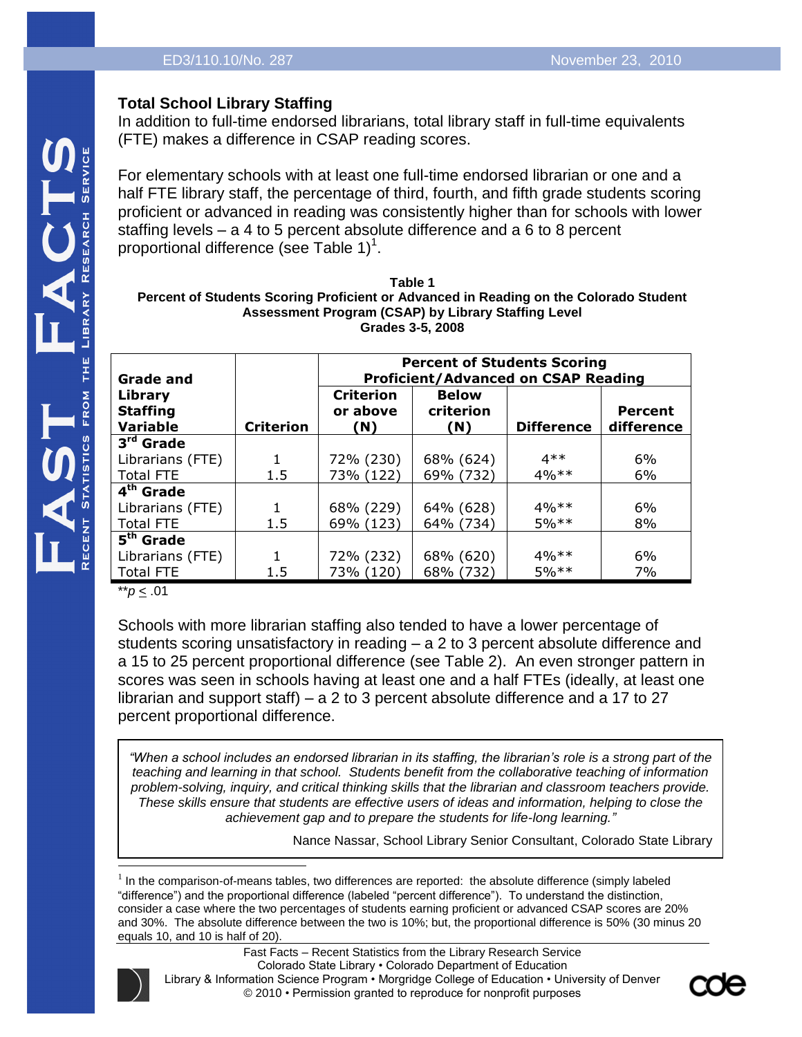## Total School Library Staffing

In addition to full-time endorsed librarians, total library staff in full-time equivalents (FTE) makes a difference in CSAP reading scores.

For elementary schools with at least one full-time endorsed librarian or one and a half FTE library staff, the percentage of third, fourth, and fifth grade students scoring proficient or advanced in reading was consistently higher than for schools with lower staffing levels – a 4 to 5 percent absolute difference and a 6 to 8 percent proportional difference (see Table 1)[1].

**Table 1**
**Percent of Students Scoring Proficient or Advanced in Reading on the Colorado Student Assessment Program (CSAP) by Library Staffing Level**
**Grades 3-5, 2008**

| Grade and Library Staffing Variable | Criterion | Percent of Students Scoring Proficient/Advanced on CSAP Reading | | | |
|---|---|---|---|---|---|
| | | Criterion or above (N) | Below criterion (N) | Difference | Percent difference |
| **3rd Grade** | | | | | |
| Librarians (FTE) | 1 | 72% (230) | 68% (624) | 4** | 6% |
| Total FTE | 1.5 | 73% (122) | 69% (732) | 4%** | 6% |
| **4th Grade** | | | | | |
| Librarians (FTE) | 1 | 68% (229) | 64% (628) | 4%** | 6% |
| Total FTE | 1.5 | 69% (123) | 64% (734) | 5%** | 8% |
| **5th Grade** | | | | | |
| Librarians (FTE) | 1 | 72% (232) | 68% (620) | 4%** | 6% |
| Total FTE | 1.5 | 73% (120) | 68% (732) | 5%** | 7% |

**$p \leq .01$

Schools with more librarian staffing also tended to have a lower percentage of students scoring unsatisfactory in reading – a 2 to 3 percent absolute difference and a 15 to 25 percent proportional difference (see Table 2). An even stronger pattern in scores was seen in schools having at least one and a half FTEs (ideally, at least one librarian and support staff) – a 2 to 3 percent absolute difference and a 17 to 27 percent proportional difference.

> *"When a school includes an endorsed librarian in its staffing, the librarian's role is a strong part of the teaching and learning in that school. Students benefit from the collaborative teaching of information problem-solving, inquiry, and critical thinking skills that the librarian and classroom teachers provide. These skills ensure that students are effective users of ideas and information, helping to close the achievement gap and to prepare the students for life-long learning."*
>
> Nance Nassar, School Library Senior Consultant, Colorado State Library

[1] In the comparison-of-means tables, two differences are reported: the absolute difference (simply labeled "difference") and the proportional difference (labeled "percent difference"). To understand the distinction, consider a case where the two percentages of students earning proficient or advanced CSAP scores are 20% and 30%. The absolute difference between the two is 10%; but, the proportional difference is 50% (30 minus 20 equals 10, and 10 is half of 20).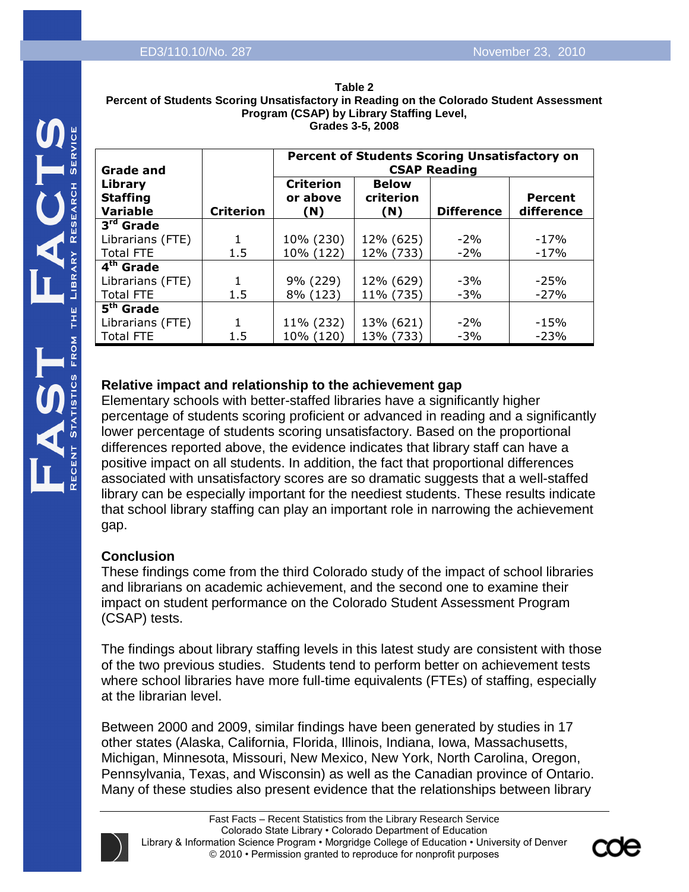**Table 2**
**Percent of Students Scoring Unsatisfactory in Reading on the Colorado Student Assessment Program (CSAP) by Library Staffing Level, Grades 3-5, 2008**

| Grade and Library Staffing Variable | Criterion | Percent of Students Scoring Unsatisfactory on CSAP Reading | | | |
|---|---|---|---|---|---|
| | | Criterion or above (N) | Below criterion (N) | Difference | Percent difference |
| **3rd Grade** | | | | | |
| Librarians (FTE) | 1 | 10% (230) | 12% (625) | -2% | -17% |
| Total FTE | 1.5 | 10% (122) | 12% (733) | -2% | -17% |
| **4th Grade** | | | | | |
| Librarians (FTE) | 1 | 9% (229) | 12% (629) | -3% | -25% |
| Total FTE | 1.5 | 8% (123) | 11% (735) | -3% | -27% |
| **5th Grade** | | | | | |
| Librarians (FTE) | 1 | 11% (232) | 13% (621) | -2% | -15% |
| Total FTE | 1.5 | 10% (120) | 13% (733) | -3% | -23% |

**Relative impact and relationship to the achievement gap**

Elementary schools with better-staffed libraries have a significantly higher percentage of students scoring proficient or advanced in reading and a significantly lower percentage of students scoring unsatisfactory. Based on the proportional differences reported above, the evidence indicates that library staff can have a positive impact on all students. In addition, the fact that proportional differences associated with unsatisfactory scores are so dramatic suggests that a well-staffed library can be especially important for the neediest students. These results indicate that school library staffing can play an important role in narrowing the achievement gap.

**Conclusion**

These findings come from the third Colorado study of the impact of school libraries and librarians on academic achievement, and the second one to examine their impact on student performance on the Colorado Student Assessment Program (CSAP) tests.

The findings about library staffing levels in this latest study are consistent with those of the two previous studies. Students tend to perform better on achievement tests where school libraries have more full-time equivalents (FTEs) of staffing, especially at the librarian level.

Between 2000 and 2009, similar findings have been generated by studies in 17 other states (Alaska, California, Florida, Illinois, Indiana, Iowa, Massachusetts, Michigan, Minnesota, Missouri, New Mexico, New York, North Carolina, Oregon, Pennsylvania, Texas, and Wisconsin) as well as the Canadian province of Ontario. Many of these studies also present evidence that the relationships between library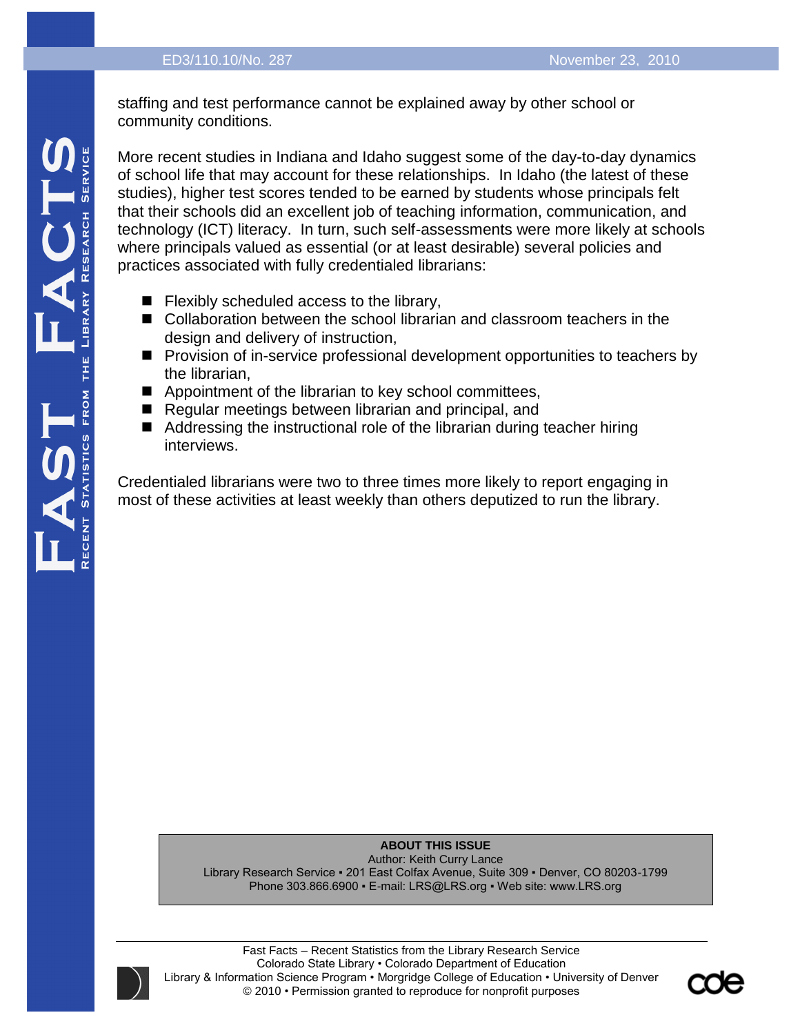staffing and test performance cannot be explained away by other school or community conditions.

More recent studies in Indiana and Idaho suggest some of the day-to-day dynamics of school life that may account for these relationships. In Idaho (the latest of these studies), higher test scores tended to be earned by students whose principals felt that their schools did an excellent job of teaching information, communication, and technology (ICT) literacy. In turn, such self-assessments were more likely at schools where principals valued as essential (or at least desirable) several policies and practices associated with fully credentialed librarians:

- Flexibly scheduled access to the library,
- Collaboration between the school librarian and classroom teachers in the design and delivery of instruction,
- Provision of in-service professional development opportunities to teachers by the librarian,
- Appointment of the librarian to key school committees,
- Regular meetings between librarian and principal, and
- Addressing the instructional role of the librarian during teacher hiring interviews.

Credentialed librarians were two to three times more likely to report engaging in most of these activities at least weekly than others deputized to run the library.

**ABOUT THIS ISSUE**
Author: Keith Curry Lance
Library Research Service ▪ 201 East Colfax Avenue, Suite 309 ▪ Denver, CO 80203-1799
Phone 303.866.6900 ▪ E-mail: LRS@LRS.org ▪ Web site: www.LRS.org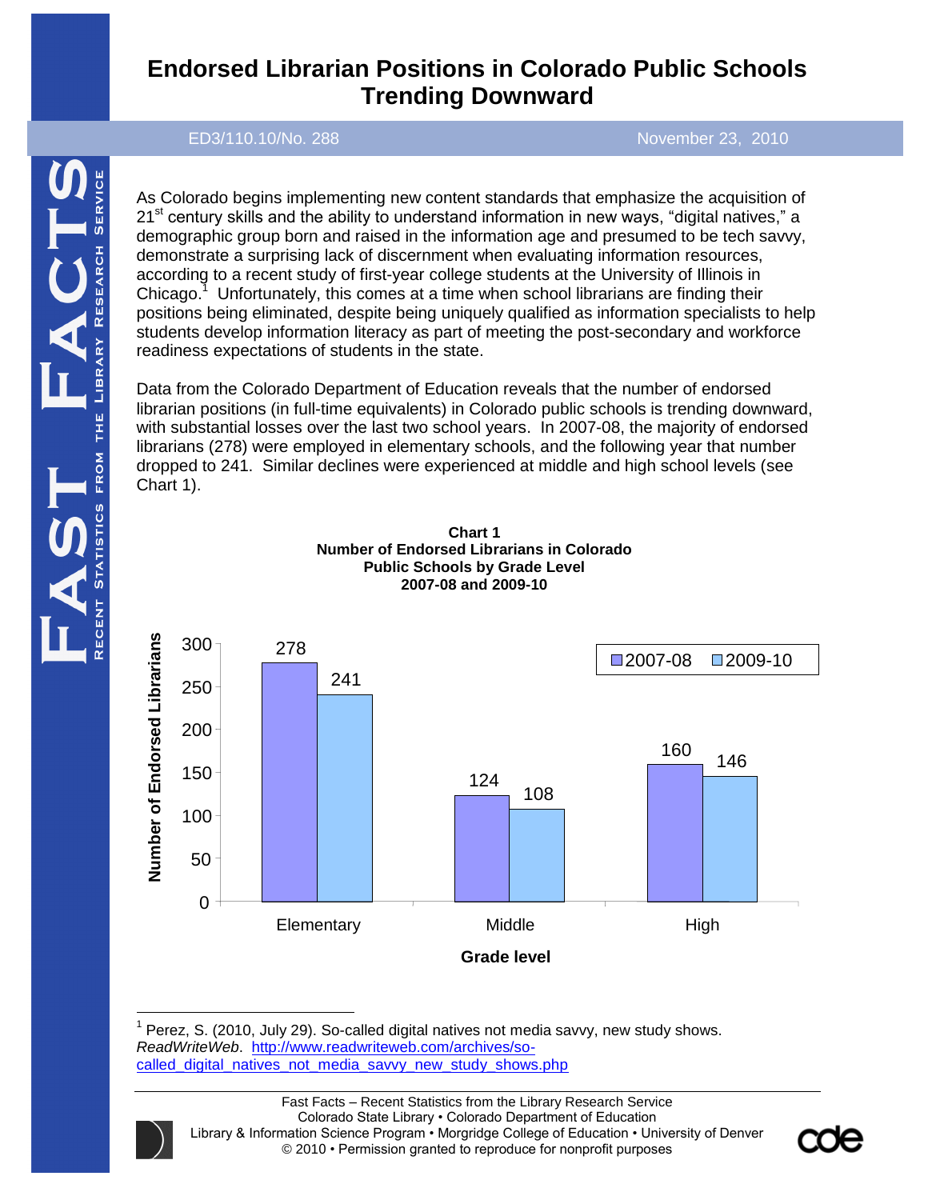# Endorsed Librarian Positions in Colorado Public Schools Trending Downward

ED3/110.10/No. 288 November 23, 2010

As Colorado begins implementing new content standards that emphasize the acquisition of 21st century skills and the ability to understand information in new ways, “digital natives,” a demographic group born and raised in the information age and presumed to be tech savvy, demonstrate a surprising lack of discernment when evaluating information resources, according to a recent study of first-year college students at the University of Illinois in Chicago.[1] Unfortunately, this comes at a time when school librarians are finding their positions being eliminated, despite being uniquely qualified as information specialists to help students develop information literacy as part of meeting the post-secondary and workforce readiness expectations of students in the state.

Data from the Colorado Department of Education reveals that the number of endorsed librarian positions (in full-time equivalents) in Colorado public schools is trending downward, with substantial losses over the last two school years. In 2007-08, the majority of endorsed librarians (278) were employed in elementary schools, and the following year that number dropped to 241. Similar declines were experienced at middle and high school levels (see Chart 1).

**Chart 1**
**Number of Endorsed Librarians in Colorado Public Schools by Grade Level**
**2007-08 and 2009-10**

| Grade level | 2007-08 | 2009-10 |
|---|---|---|
| Elementary | 278 | 241 |
| Middle | 124 | 108 |
| High | 160 | 146 |

[1] Perez, S. (2010, July 29). So-called digital natives not media savvy, new study shows. *ReadWriteWeb*. http://www.readwriteweb.com/archives/so-called_digital_natives_not_media_savvy_new_study_shows.php

Fast Facts – Recent Statistics from the Library Research Service
Colorado State Library • Colorado Department of Education
Library & Information Science Program • Morgridge College of Education • University of Denver
© 2010 • Permission granted to reproduce for nonprofit purposes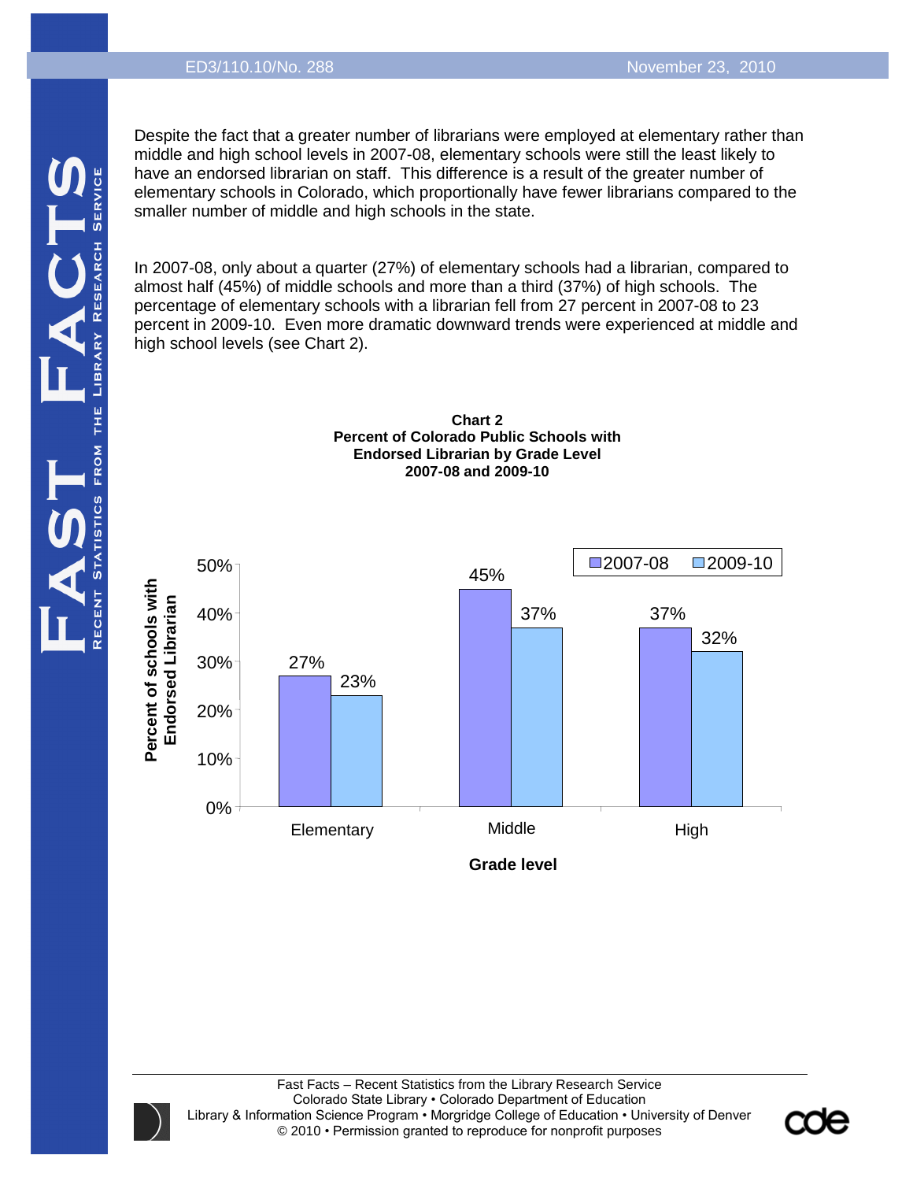Despite the fact that a greater number of librarians were employed at elementary rather than middle and high school levels in 2007-08, elementary schools were still the least likely to have an endorsed librarian on staff. This difference is a result of the greater number of elementary schools in Colorado, which proportionally have fewer librarians compared to the smaller number of middle and high schools in the state.

In 2007-08, only about a quarter (27%) of elementary schools had a librarian, compared to almost half (45%) of middle schools and more than a third (37%) of high schools. The percentage of elementary schools with a librarian fell from 27 percent in 2007-08 to 23 percent in 2009-10. Even more dramatic downward trends were experienced at middle and high school levels (see Chart 2).

**Chart 2**
**Percent of Colorado Public Schools with Endorsed Librarian by Grade Level**
**2007-08 and 2009-10**

| Grade level | 2007-08 | 2009-10 |
|---|---|---|
| Elementary | 27% | 23% |
| Middle | 45% | 37% |
| High | 37% | 32% |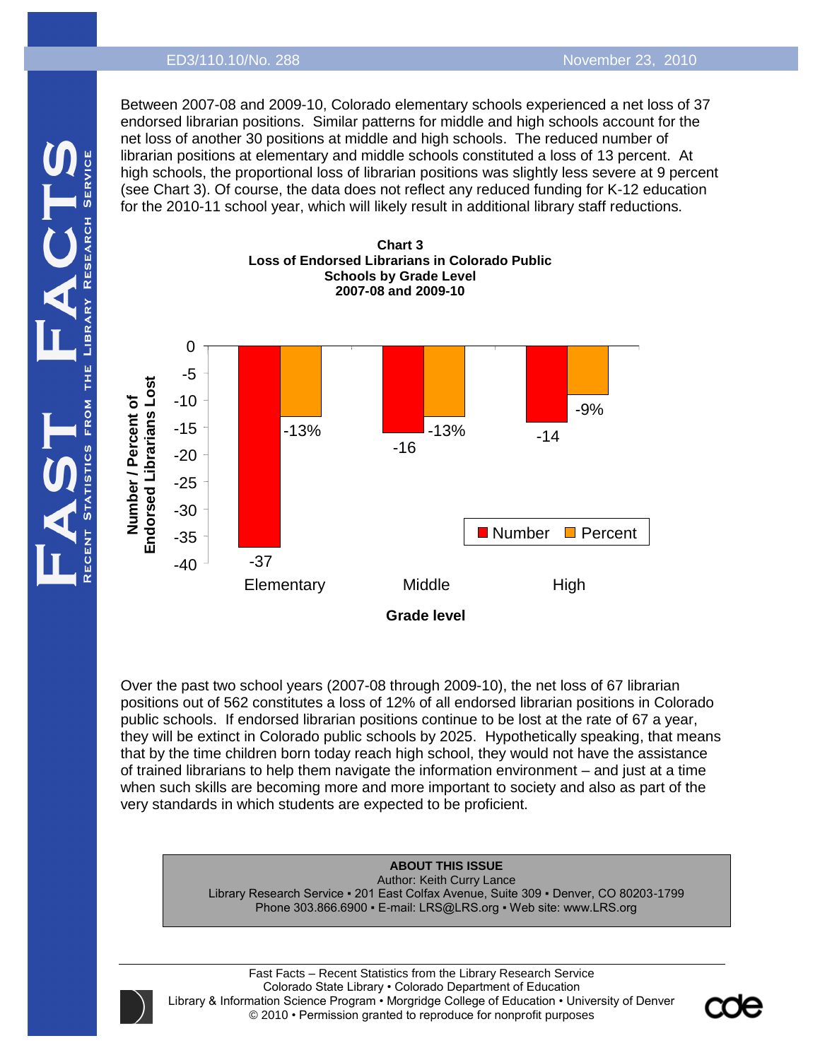Between 2007-08 and 2009-10, Colorado elementary schools experienced a net loss of 37 endorsed librarian positions. Similar patterns for middle and high schools account for the net loss of another 30 positions at middle and high schools. The reduced number of librarian positions at elementary and middle schools constituted a loss of 13 percent. At high schools, the proportional loss of librarian positions was slightly less severe at 9 percent (see Chart 3). Of course, the data does not reflect any reduced funding for K-12 education for the 2010-11 school year, which will likely result in additional library staff reductions.

**Chart 3**
**Loss of Endorsed Librarians in Colorado Public Schools by Grade Level**
**2007-08 and 2009-10**

| Grade level | Number | Percent |
|---|---|---|
| Elementary | -37 | -13% |
| Middle | -16 | -13% |
| High | -14 | -9% |

Over the past two school years (2007-08 through 2009-10), the net loss of 67 librarian positions out of 562 constitutes a loss of 12% of all endorsed librarian positions in Colorado public schools. If endorsed librarian positions continue to be lost at the rate of 67 a year, they will be extinct in Colorado public schools by 2025. Hypothetically speaking, that means that by the time children born today reach high school, they would not have the assistance of trained librarians to help them navigate the information environment – and just at a time when such skills are becoming more and more important to society and also as part of the very standards in which students are expected to be proficient.

**ABOUT THIS ISSUE**
Author: Keith Curry Lance
Library Research Service ▪ 201 East Colfax Avenue, Suite 309 ▪ Denver, CO 80203-1799
Phone 303.866.6900 ▪ E-mail: LRS@LRS.org ▪ Web site: www.LRS.org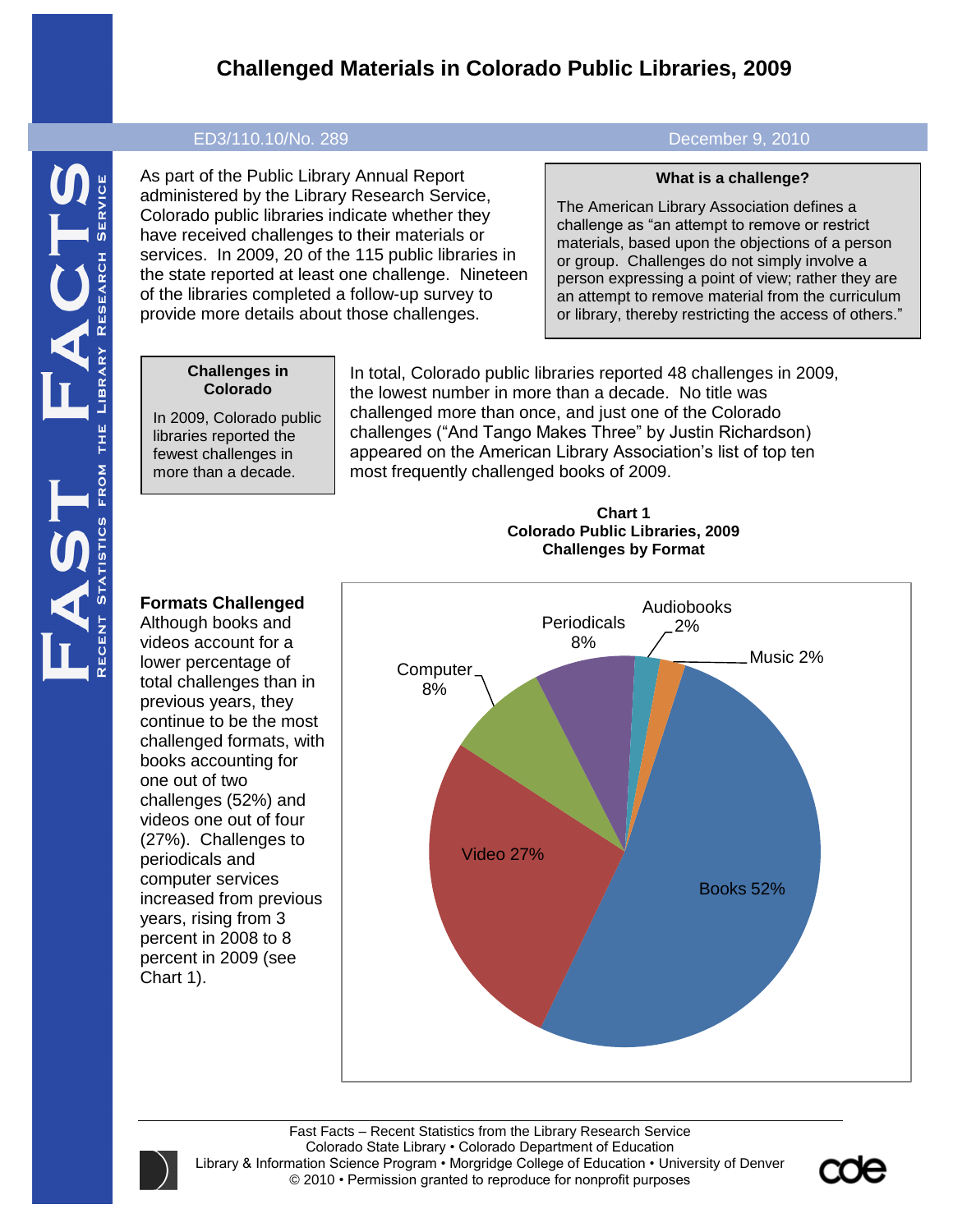# Challenged Materials in Colorado Public Libraries, 2009

ED3/110.10/No. 289 December 9, 2010

As part of the Public Library Annual Report administered by the Library Research Service, Colorado public libraries indicate whether they have received challenges to their materials or services. In 2009, 20 of the 115 public libraries in the state reported at least one challenge. Nineteen of the libraries completed a follow-up survey to provide more details about those challenges.

**What is a challenge?**

The American Library Association defines a challenge as "an attempt to remove or restrict materials, based upon the objections of a person or group. Challenges do not simply involve a person expressing a point of view; rather they are an attempt to remove material from the curriculum or library, thereby restricting the access of others."

**Challenges in Colorado**

In 2009, Colorado public libraries reported the fewest challenges in more than a decade.

In total, Colorado public libraries reported 48 challenges in 2009, the lowest number in more than a decade. No title was challenged more than once, and just one of the Colorado challenges ("And Tango Makes Three" by Justin Richardson) appeared on the American Library Association's list of top ten most frequently challenged books of 2009.

**Formats Challenged**

Although books and videos account for a lower percentage of total challenges than in previous years, they continue to be the most challenged formats, with books accounting for one out of two challenges (52%) and videos one out of four (27%). Challenges to periodicals and computer services increased from previous years, rising from 3 percent in 2008 to 8 percent in 2009 (see Chart 1).

**Chart 1**
**Colorado Public Libraries, 2009**
**Challenges by Format**

| Format | Percent |
| --- | --- |
| Books | 52% |
| Video | 27% |
| Computer | 8% |
| Periodicals | 8% |
| Audiobooks | 2% |
| Music | 2% |

Fast Facts – Recent Statistics from the Library Research Service
Colorado State Library • Colorado Department of Education
Library & Information Science Program • Morgridge College of Education • University of Denver
© 2010 • Permission granted to reproduce for nonprofit purposes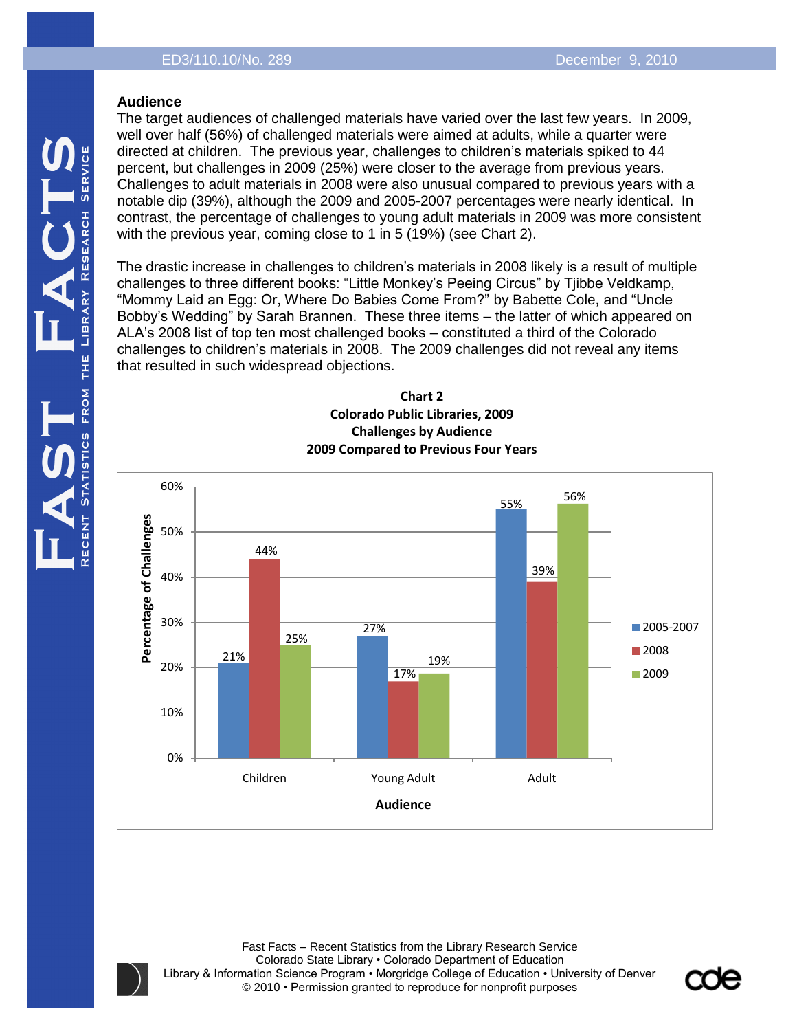## Audience

The target audiences of challenged materials have varied over the last few years. In 2009, well over half (56%) of challenged materials were aimed at adults, while a quarter were directed at children. The previous year, challenges to children's materials spiked to 44 percent, but challenges in 2009 (25%) were closer to the average from previous years. Challenges to adult materials in 2008 were also unusual compared to previous years with a notable dip (39%), although the 2009 and 2005-2007 percentages were nearly identical. In contrast, the percentage of challenges to young adult materials in 2009 was more consistent with the previous year, coming close to 1 in 5 (19%) (see Chart 2).

The drastic increase in challenges to children's materials in 2008 likely is a result of multiple challenges to three different books: "Little Monkey's Peeing Circus" by Tjibbe Veldkamp, "Mommy Laid an Egg: Or, Where Do Babies Come From?" by Babette Cole, and "Uncle Bobby's Wedding" by Sarah Brannen. These three items – the latter of which appeared on ALA's 2008 list of top ten most challenged books – constituted a third of the Colorado challenges to children's materials in 2008. The 2009 challenges did not reveal any items that resulted in such widespread objections.

**Chart 2**
**Colorado Public Libraries, 2009**
**Challenges by Audience**
**2009 Compared to Previous Four Years**

| Audience | 2005-2007 | 2008 | 2009 |
|---|---|---|---|
| Children | 21% | 44% | 25% |
| Young Adult | 27% | 17% | 19% |
| Adult | 55% | 39% | 56% |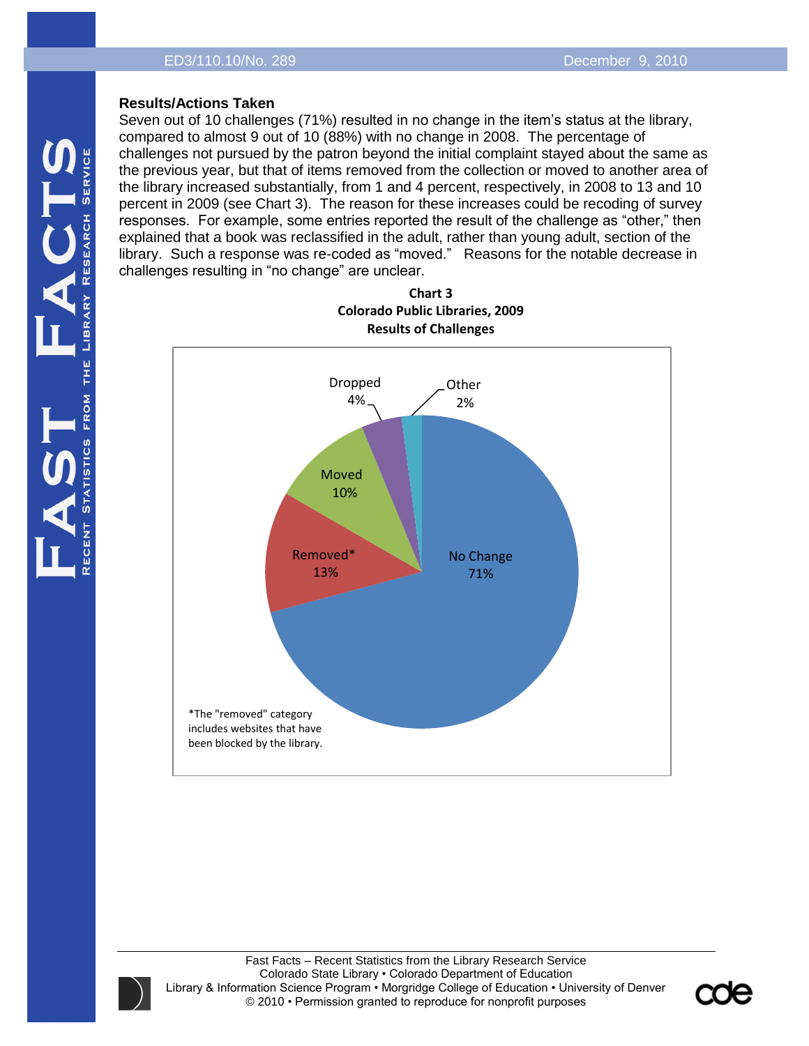**Results/Actions Taken**

Seven out of 10 challenges (71%) resulted in no change in the item's status at the library, compared to almost 9 out of 10 (88%) with no change in 2008. The percentage of challenges not pursued by the patron beyond the initial complaint stayed about the same as the previous year, but that of items removed from the collection or moved to another area of the library increased substantially, from 1 and 4 percent, respectively, in 2008 to 13 and 10 percent in 2009 (see Chart 3). The reason for these increases could be recoding of survey responses. For example, some entries reported the result of the challenge as "other," then explained that a book was reclassified in the adult, rather than young adult, section of the library. Such a response was re-coded as "moved." Reasons for the notable decrease in challenges resulting in "no change" are unclear.

**Chart 3**
**Colorado Public Libraries, 2009**
**Results of Challenges**

| Result | Percent |
| --- | --- |
| No Change | 71% |
| Removed* | 13% |
| Moved | 10% |
| Dropped | 4% |
| Other | 2% |

*The "removed" category includes websites that have been blocked by the library.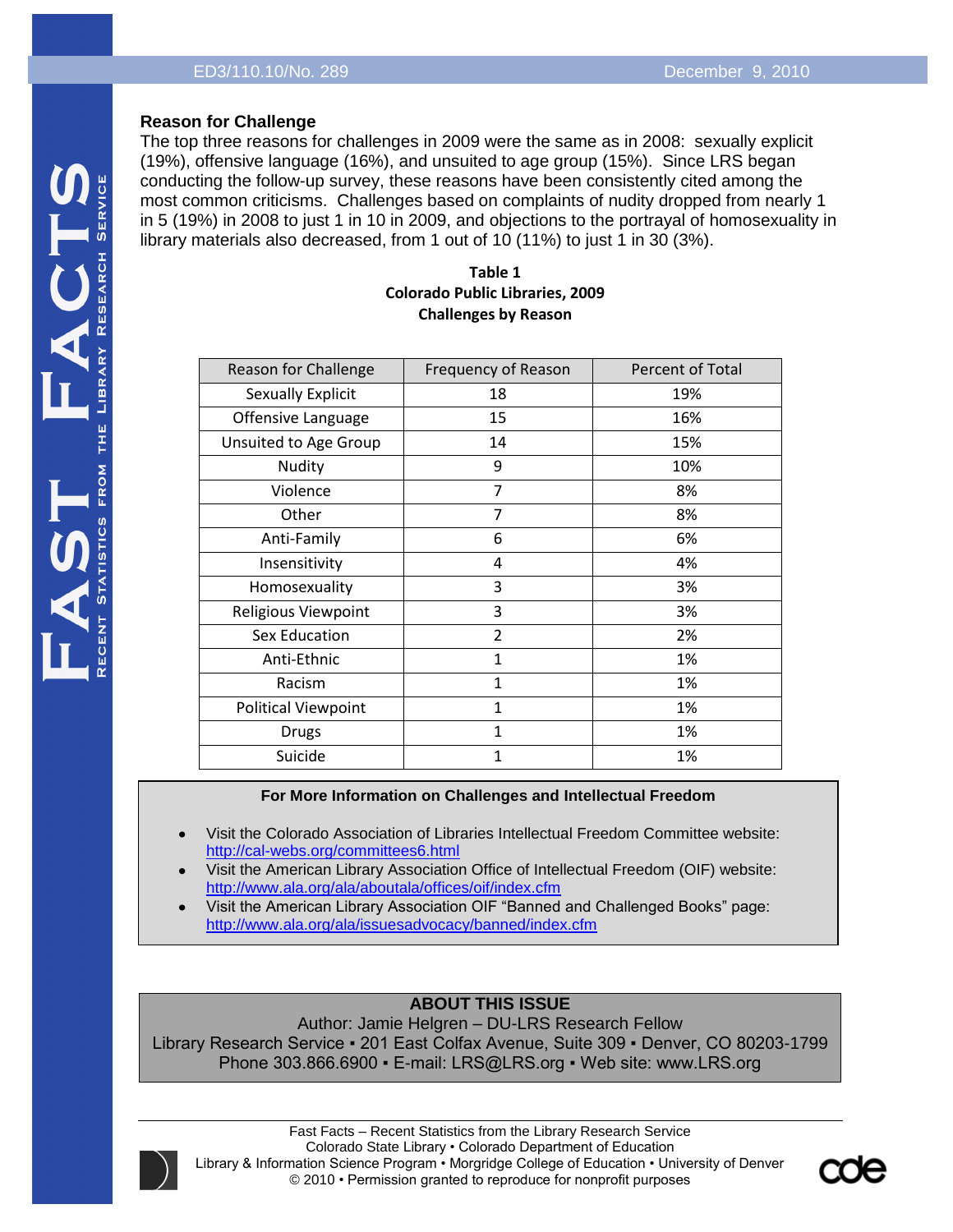### Reason for Challenge

The top three reasons for challenges in 2009 were the same as in 2008: sexually explicit (19%), offensive language (16%), and unsuited to age group (15%). Since LRS began conducting the follow-up survey, these reasons have been consistently cited among the most common criticisms. Challenges based on complaints of nudity dropped from nearly 1 in 5 (19%) in 2008 to just 1 in 10 in 2009, and objections to the portrayal of homosexuality in library materials also decreased, from 1 out of 10 (11%) to just 1 in 30 (3%).

**Table 1**
**Colorado Public Libraries, 2009**
**Challenges by Reason**

| Reason for Challenge | Frequency of Reason | Percent of Total |
|---|---|---|
| Sexually Explicit | 18 | 19% |
| Offensive Language | 15 | 16% |
| Unsuited to Age Group | 14 | 15% |
| Nudity | 9 | 10% |
| Violence | 7 | 8% |
| Other | 7 | 8% |
| Anti-Family | 6 | 6% |
| Insensitivity | 4 | 4% |
| Homosexuality | 3 | 3% |
| Religious Viewpoint | 3 | 3% |
| Sex Education | 2 | 2% |
| Anti-Ethnic | 1 | 1% |
| Racism | 1 | 1% |
| Political Viewpoint | 1 | 1% |
| Drugs | 1 | 1% |
| Suicide | 1 | 1% |

**For More Information on Challenges and Intellectual Freedom**

- Visit the Colorado Association of Libraries Intellectual Freedom Committee website: http://cal-webs.org/committees6.html
- Visit the American Library Association Office of Intellectual Freedom (OIF) website: http://www.ala.org/ala/aboutala/offices/oif/index.cfm
- Visit the American Library Association OIF "Banned and Challenged Books" page: http://www.ala.org/ala/issuesadvocacy/banned/index.cfm

**ABOUT THIS ISSUE**

Author: Jamie Helgren – DU-LRS Research Fellow
Library Research Service ▪ 201 East Colfax Avenue, Suite 309 ▪ Denver, CO 80203-1799
Phone 303.866.6900 ▪ E-mail: LRS@LRS.org ▪ Web site: www.LRS.org